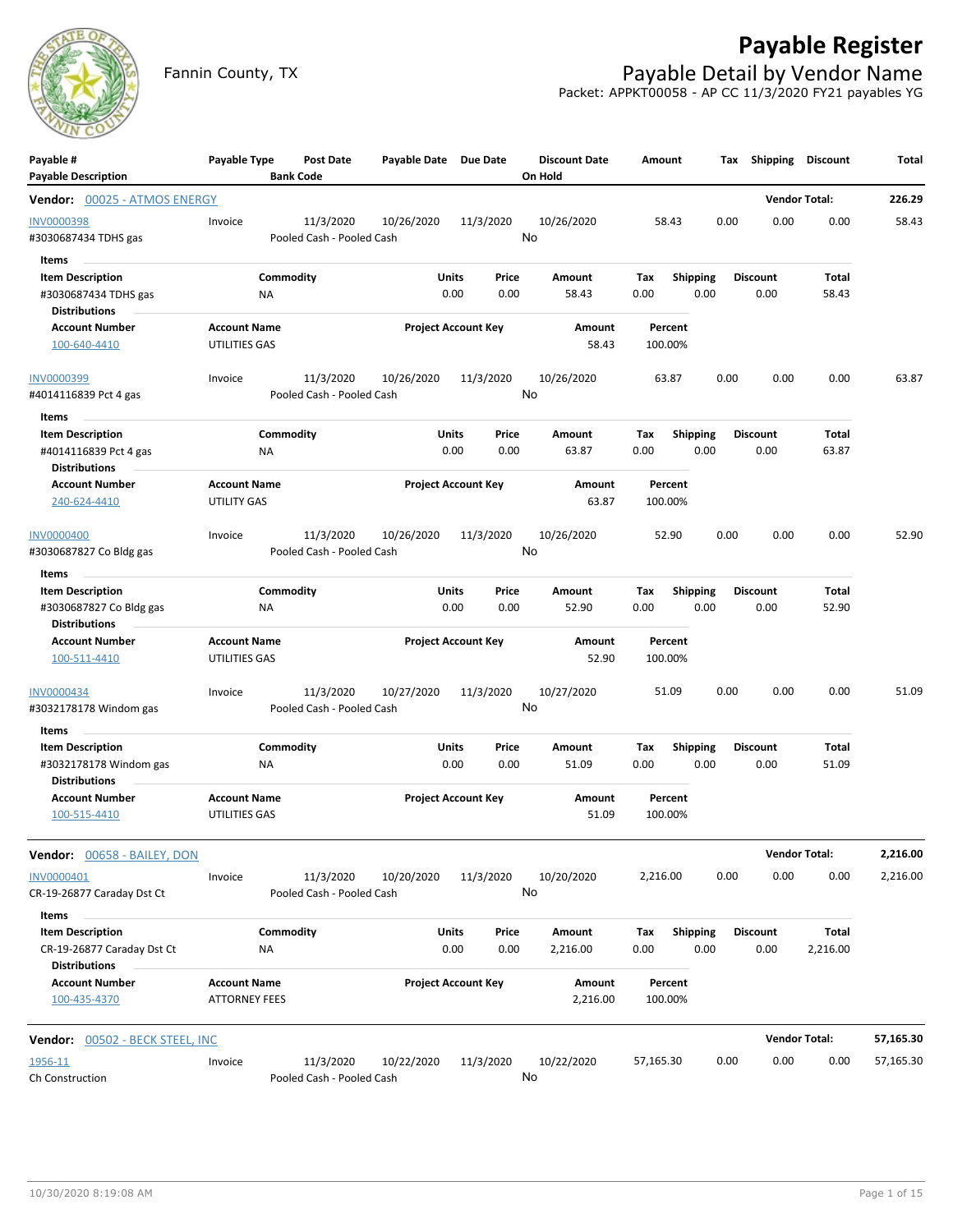# Payable Register

Fannin County, TX

## Payable Detail by Vendor Name

Packet: APPKT00058 - AP CC 11/3/2020 FY21 payables YG

| Payable # / Payable Description | Payable Type | Post Date / Bank Code | Payable Date | Due Date | Discount Date / On Hold | Amount | Tax | Shipping | Discount | Total |
|---|---|---|---|---|---|---|---|---|---|---|

**Vendor: 00025 - ATMOS ENERGY** — Vendor Total: 226.29

| Payable # | Payable Type | Post Date | Payable Date | Due Date | Discount Date | Amount | Tax | Shipping | Discount | Total |
|---|---|---|---|---|---|---|---|---|---|---|
| INV0000398 | Invoice | 11/3/2020 | 10/26/2020 | 11/3/2020 | 10/26/2020 | 58.43 | 0.00 | 0.00 | 0.00 | 58.43 |
| #3030687434 TDHS gas | | Pooled Cash - Pooled Cash | | | No | | | | | |

Items

| Item Description | Commodity | Units | Price | Amount | Tax | Shipping | Discount | Total |
|---|---|---|---|---|---|---|---|---|
| #3030687434 TDHS gas | NA | 0.00 | 0.00 | 58.43 | 0.00 | 0.00 | 0.00 | 58.43 |

Distributions

| Account Number | Account Name | Project Account Key | Amount | Percent |
|---|---|---|---|---|
| 100-640-4410 | UTILITIES GAS | | 58.43 | 100.00% |

| Payable # | Payable Type | Post Date | Payable Date | Due Date | Discount Date | Amount | Tax | Shipping | Discount | Total |
|---|---|---|---|---|---|---|---|---|---|---|
| INV0000399 | Invoice | 11/3/2020 | 10/26/2020 | 11/3/2020 | 10/26/2020 | 63.87 | 0.00 | 0.00 | 0.00 | 63.87 |
| #4014116839 Pct 4 gas | | Pooled Cash - Pooled Cash | | | No | | | | | |

Items

| Item Description | Commodity | Units | Price | Amount | Tax | Shipping | Discount | Total |
|---|---|---|---|---|---|---|---|---|
| #4014116839 Pct 4 gas | NA | 0.00 | 0.00 | 63.87 | 0.00 | 0.00 | 0.00 | 63.87 |

Distributions

| Account Number | Account Name | Project Account Key | Amount | Percent |
|---|---|---|---|---|
| 240-624-4410 | UTILITY GAS | | 63.87 | 100.00% |

| Payable # | Payable Type | Post Date | Payable Date | Due Date | Discount Date | Amount | Tax | Shipping | Discount | Total |
|---|---|---|---|---|---|---|---|---|---|---|
| INV0000400 | Invoice | 11/3/2020 | 10/26/2020 | 11/3/2020 | 10/26/2020 | 52.90 | 0.00 | 0.00 | 0.00 | 52.90 |
| #3030687827 Co Bldg gas | | Pooled Cash - Pooled Cash | | | No | | | | | |

Items

| Item Description | Commodity | Units | Price | Amount | Tax | Shipping | Discount | Total |
|---|---|---|---|---|---|---|---|---|
| #3030687827 Co Bldg gas | NA | 0.00 | 0.00 | 52.90 | 0.00 | 0.00 | 0.00 | 52.90 |

Distributions

| Account Number | Account Name | Project Account Key | Amount | Percent |
|---|---|---|---|---|
| 100-511-4410 | UTILITIES GAS | | 52.90 | 100.00% |

| Payable # | Payable Type | Post Date | Payable Date | Due Date | Discount Date | Amount | Tax | Shipping | Discount | Total |
|---|---|---|---|---|---|---|---|---|---|---|
| INV0000434 | Invoice | 11/3/2020 | 10/27/2020 | 11/3/2020 | 10/27/2020 | 51.09 | 0.00 | 0.00 | 0.00 | 51.09 |
| #3032178178 Windom gas | | Pooled Cash - Pooled Cash | | | No | | | | | |

Items

| Item Description | Commodity | Units | Price | Amount | Tax | Shipping | Discount | Total |
|---|---|---|---|---|---|---|---|---|
| #3032178178 Windom gas | NA | 0.00 | 0.00 | 51.09 | 0.00 | 0.00 | 0.00 | 51.09 |

Distributions

| Account Number | Account Name | Project Account Key | Amount | Percent |
|---|---|---|---|---|
| 100-515-4410 | UTILITIES GAS | | 51.09 | 100.00% |

**Vendor: 00658 - BAILEY, DON** — Vendor Total: 2,216.00

| Payable # | Payable Type | Post Date | Payable Date | Due Date | Discount Date | Amount | Tax | Shipping | Discount | Total |
|---|---|---|---|---|---|---|---|---|---|---|
| INV0000401 | Invoice | 11/3/2020 | 10/20/2020 | 11/3/2020 | 10/20/2020 | 2,216.00 | 0.00 | 0.00 | 0.00 | 2,216.00 |
| CR-19-26877 Caraday Dst Ct | | Pooled Cash - Pooled Cash | | | No | | | | | |

Items

| Item Description | Commodity | Units | Price | Amount | Tax | Shipping | Discount | Total |
|---|---|---|---|---|---|---|---|---|
| CR-19-26877 Caraday Dst Ct | NA | 0.00 | 0.00 | 2,216.00 | 0.00 | 0.00 | 0.00 | 2,216.00 |

Distributions

| Account Number | Account Name | Project Account Key | Amount | Percent |
|---|---|---|---|---|
| 100-435-4370 | ATTORNEY FEES | | 2,216.00 | 100.00% |

**Vendor: 00502 - BECK STEEL, INC** — Vendor Total: 57,165.30

| Payable # | Payable Type | Post Date | Payable Date | Due Date | Discount Date | Amount | Tax | Shipping | Discount | Total |
|---|---|---|---|---|---|---|---|---|---|---|
| 1956-11 | Invoice | 11/3/2020 | 10/22/2020 | 11/3/2020 | 10/22/2020 | 57,165.30 | 0.00 | 0.00 | 0.00 | 57,165.30 |
| Ch Construction | | Pooled Cash - Pooled Cash | | | No | | | | | |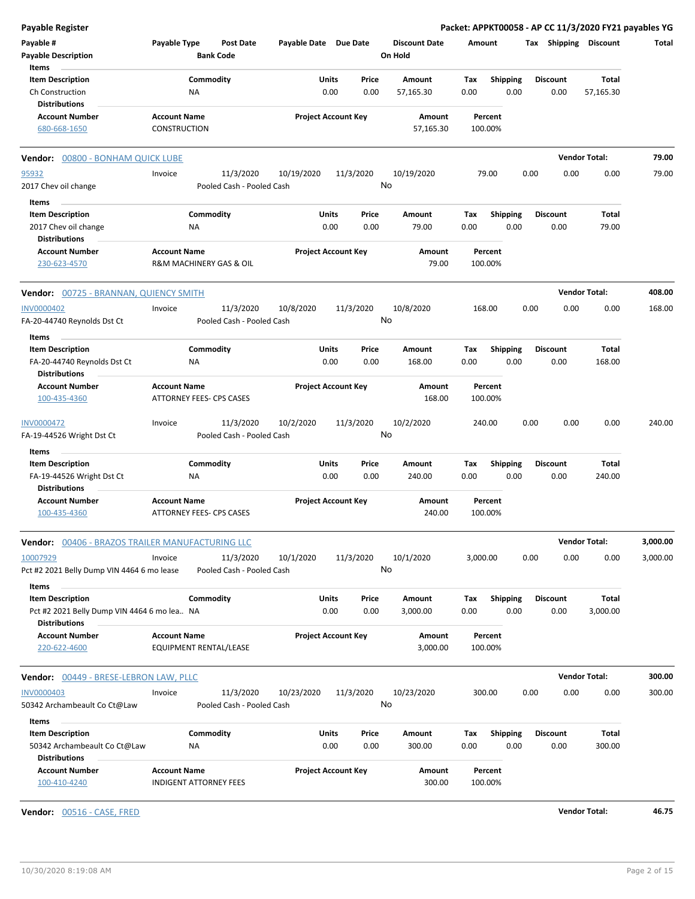## Payable Register

**Packet: APPKT00058 - AP CC 11/3/2020 FY21 payables YG**

| Payable # / Payable Description | Payable Type | Post Date / Bank Code | Payable Date | Due Date | Discount Date / On Hold | Amount | Tax | Shipping | Discount | Total |
|---|---|---|---|---|---|---|---|---|---|---|

**Items**

| Item Description | Commodity | Units | Price | Amount | Tax | Shipping | Discount | Total |
|---|---|---|---|---|---|---|---|---|
| Ch Construction | NA | 0.00 | 0.00 | 57,165.30 | 0.00 | 0.00 | 0.00 | 57,165.30 |

**Distributions**

| Account Number | Account Name | Project Account Key | Amount | Percent |
|---|---|---|---|---|
| 680-668-1650 | CONSTRUCTION | | 57,165.30 | 100.00% |

---

### Vendor: 00800 - BONHAM QUICK LUBE — Vendor Total: 79.00

| Payable # / Payable Description | Payable Type | Post Date / Bank Code | Payable Date | Due Date | Discount Date / On Hold | Amount | Tax | Shipping | Discount | Total |
|---|---|---|---|---|---|---|---|---|---|---|
| 95932 / 2017 Chev oil change | Invoice | 11/3/2020 / Pooled Cash - Pooled Cash | 10/19/2020 | 11/3/2020 | 10/19/2020 / No | 79.00 | 0.00 | 0.00 | 0.00 | 79.00 |

**Items**

| Item Description | Commodity | Units | Price | Amount | Tax | Shipping | Discount | Total |
|---|---|---|---|---|---|---|---|---|
| 2017 Chev oil change | NA | 0.00 | 0.00 | 79.00 | 0.00 | 0.00 | 0.00 | 79.00 |

**Distributions**

| Account Number | Account Name | Project Account Key | Amount | Percent |
|---|---|---|---|---|
| 230-623-4570 | R&M MACHINERY GAS & OIL | | 79.00 | 100.00% |

---

### Vendor: 00725 - BRANNAN, QUIENCY SMITH — Vendor Total: 408.00

| Payable # / Payable Description | Payable Type | Post Date / Bank Code | Payable Date | Due Date | Discount Date / On Hold | Amount | Tax | Shipping | Discount | Total |
|---|---|---|---|---|---|---|---|---|---|---|
| INV0000402 / FA-20-44740 Reynolds Dst Ct | Invoice | 11/3/2020 / Pooled Cash - Pooled Cash | 10/8/2020 | 11/3/2020 | 10/8/2020 / No | 168.00 | 0.00 | 0.00 | 0.00 | 168.00 |

**Items**

| Item Description | Commodity | Units | Price | Amount | Tax | Shipping | Discount | Total |
|---|---|---|---|---|---|---|---|---|
| FA-20-44740 Reynolds Dst Ct | NA | 0.00 | 0.00 | 168.00 | 0.00 | 0.00 | 0.00 | 168.00 |

**Distributions**

| Account Number | Account Name | Project Account Key | Amount | Percent |
|---|---|---|---|---|
| 100-435-4360 | ATTORNEY FEES- CPS CASES | | 168.00 | 100.00% |

| Payable # / Payable Description | Payable Type | Post Date / Bank Code | Payable Date | Due Date | Discount Date / On Hold | Amount | Tax | Shipping | Discount | Total |
|---|---|---|---|---|---|---|---|---|---|---|
| INV0000472 / FA-19-44526 Wright Dst Ct | Invoice | 11/3/2020 / Pooled Cash - Pooled Cash | 10/2/2020 | 11/3/2020 | 10/2/2020 / No | 240.00 | 0.00 | 0.00 | 0.00 | 240.00 |

**Items**

| Item Description | Commodity | Units | Price | Amount | Tax | Shipping | Discount | Total |
|---|---|---|---|---|---|---|---|---|
| FA-19-44526 Wright Dst Ct | NA | 0.00 | 0.00 | 240.00 | 0.00 | 0.00 | 0.00 | 240.00 |

**Distributions**

| Account Number | Account Name | Project Account Key | Amount | Percent |
|---|---|---|---|---|
| 100-435-4360 | ATTORNEY FEES- CPS CASES | | 240.00 | 100.00% |

---

### Vendor: 00406 - BRAZOS TRAILER MANUFACTURING LLC — Vendor Total: 3,000.00

| Payable # / Payable Description | Payable Type | Post Date / Bank Code | Payable Date | Due Date | Discount Date / On Hold | Amount | Tax | Shipping | Discount | Total |
|---|---|---|---|---|---|---|---|---|---|---|
| 10007929 / Pct #2 2021 Belly Dump VIN 4464 6 mo lease | Invoice | 11/3/2020 / Pooled Cash - Pooled Cash | 10/1/2020 | 11/3/2020 | 10/1/2020 / No | 3,000.00 | 0.00 | 0.00 | 0.00 | 3,000.00 |

**Items**

| Item Description | Commodity | Units | Price | Amount | Tax | Shipping | Discount | Total |
|---|---|---|---|---|---|---|---|---|
| Pct #2 2021 Belly Dump VIN 4464 6 mo lea.. | NA | 0.00 | 0.00 | 3,000.00 | 0.00 | 0.00 | 0.00 | 3,000.00 |

**Distributions**

| Account Number | Account Name | Project Account Key | Amount | Percent |
|---|---|---|---|---|
| 220-622-4600 | EQUIPMENT RENTAL/LEASE | | 3,000.00 | 100.00% |

---

### Vendor: 00449 - BRESE-LEBRON LAW, PLLC — Vendor Total: 300.00

| Payable # / Payable Description | Payable Type | Post Date / Bank Code | Payable Date | Due Date | Discount Date / On Hold | Amount | Tax | Shipping | Discount | Total |
|---|---|---|---|---|---|---|---|---|---|---|
| INV0000403 / 50342 Archambeault Co Ct@Law | Invoice | 11/3/2020 / Pooled Cash - Pooled Cash | 10/23/2020 | 11/3/2020 | 10/23/2020 / No | 300.00 | 0.00 | 0.00 | 0.00 | 300.00 |

**Items**

| Item Description | Commodity | Units | Price | Amount | Tax | Shipping | Discount | Total |
|---|---|---|---|---|---|---|---|---|
| 50342 Archambeault Co Ct@Law | NA | 0.00 | 0.00 | 300.00 | 0.00 | 0.00 | 0.00 | 300.00 |

**Distributions**

| Account Number | Account Name | Project Account Key | Amount | Percent |
|---|---|---|---|---|
| 100-410-4240 | INDIGENT ATTORNEY FEES | | 300.00 | 100.00% |

---

### Vendor: 00516 - CASE, FRED — Vendor Total: 46.75

10/30/2020 8:19:08 AM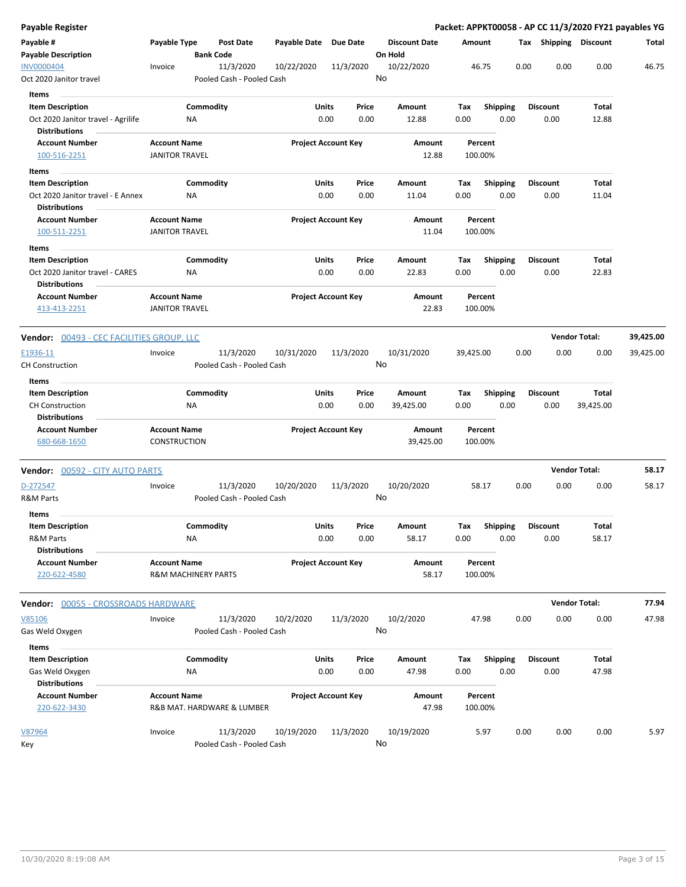**Payable Register** — Packet: APPKT00058 - AP CC 11/3/2020 FY21 payables YG

| Payable # / Payable Description | Payable Type | Post Date / Bank Code | Payable Date | Due Date | Discount Date / On Hold | Amount | Tax | Shipping | Discount | Total |
|---|---|---|---|---|---|---|---|---|---|---|
| INV0000404 | Invoice | 11/3/2020 | 10/22/2020 | 11/3/2020 | 10/22/2020 | 46.75 | 0.00 | 0.00 | 0.00 | 46.75 |
| Oct 2020 Janitor travel | | Pooled Cash - Pooled Cash | | | No | | | | | |

**Items**

| Item Description | Commodity | Units | Price | Amount | Tax | Shipping | Discount | Total |
|---|---|---|---|---|---|---|---|---|
| Oct 2020 Janitor travel - Agrilife | NA | 0.00 | 0.00 | 12.88 | 0.00 | 0.00 | 0.00 | 12.88 |

**Distributions**

| Account Number | Account Name | Project Account Key | Amount | Percent |
|---|---|---|---|---|
| 100-516-2251 | JANITOR TRAVEL | | 12.88 | 100.00% |

**Items**

| Item Description | Commodity | Units | Price | Amount | Tax | Shipping | Discount | Total |
|---|---|---|---|---|---|---|---|---|
| Oct 2020 Janitor travel - E Annex | NA | 0.00 | 0.00 | 11.04 | 0.00 | 0.00 | 0.00 | 11.04 |

**Distributions**

| Account Number | Account Name | Project Account Key | Amount | Percent |
|---|---|---|---|---|
| 100-511-2251 | JANITOR TRAVEL | | 11.04 | 100.00% |

**Items**

| Item Description | Commodity | Units | Price | Amount | Tax | Shipping | Discount | Total |
|---|---|---|---|---|---|---|---|---|
| Oct 2020 Janitor travel - CARES | NA | 0.00 | 0.00 | 22.83 | 0.00 | 0.00 | 0.00 | 22.83 |

**Distributions**

| Account Number | Account Name | Project Account Key | Amount | Percent |
|---|---|---|---|---|
| 413-413-2251 | JANITOR TRAVEL | | 22.83 | 100.00% |

**Vendor: 00493 - CEC FACILITIES GROUP, LLC** — Vendor Total: 39,425.00

| Payable # / Payable Description | Payable Type | Post Date / Bank Code | Payable Date | Due Date | Discount Date / On Hold | Amount | Tax | Shipping | Discount | Total |
|---|---|---|---|---|---|---|---|---|---|---|
| E1936-11 | Invoice | 11/3/2020 | 10/31/2020 | 11/3/2020 | 10/31/2020 | 39,425.00 | 0.00 | 0.00 | 0.00 | 39,425.00 |
| CH Construction | | Pooled Cash - Pooled Cash | | | No | | | | | |

**Items**

| Item Description | Commodity | Units | Price | Amount | Tax | Shipping | Discount | Total |
|---|---|---|---|---|---|---|---|---|
| CH Construction | NA | 0.00 | 0.00 | 39,425.00 | 0.00 | 0.00 | 0.00 | 39,425.00 |

**Distributions**

| Account Number | Account Name | Project Account Key | Amount | Percent |
|---|---|---|---|---|
| 680-668-1650 | CONSTRUCTION | | 39,425.00 | 100.00% |

**Vendor: 00592 - CITY AUTO PARTS** — Vendor Total: 58.17

| Payable # / Payable Description | Payable Type | Post Date / Bank Code | Payable Date | Due Date | Discount Date / On Hold | Amount | Tax | Shipping | Discount | Total |
|---|---|---|---|---|---|---|---|---|---|---|
| D-272547 | Invoice | 11/3/2020 | 10/20/2020 | 11/3/2020 | 10/20/2020 | 58.17 | 0.00 | 0.00 | 0.00 | 58.17 |
| R&M Parts | | Pooled Cash - Pooled Cash | | | No | | | | | |

**Items**

| Item Description | Commodity | Units | Price | Amount | Tax | Shipping | Discount | Total |
|---|---|---|---|---|---|---|---|---|
| R&M Parts | NA | 0.00 | 0.00 | 58.17 | 0.00 | 0.00 | 0.00 | 58.17 |

**Distributions**

| Account Number | Account Name | Project Account Key | Amount | Percent |
|---|---|---|---|---|
| 220-622-4580 | R&M MACHINERY PARTS | | 58.17 | 100.00% |

**Vendor: 00055 - CROSSROADS HARDWARE** — Vendor Total: 77.94

| Payable # / Payable Description | Payable Type | Post Date / Bank Code | Payable Date | Due Date | Discount Date / On Hold | Amount | Tax | Shipping | Discount | Total |
|---|---|---|---|---|---|---|---|---|---|---|
| V85106 | Invoice | 11/3/2020 | 10/2/2020 | 11/3/2020 | 10/2/2020 | 47.98 | 0.00 | 0.00 | 0.00 | 47.98 |
| Gas Weld Oxygen | | Pooled Cash - Pooled Cash | | | No | | | | | |

**Items**

| Item Description | Commodity | Units | Price | Amount | Tax | Shipping | Discount | Total |
|---|---|---|---|---|---|---|---|---|
| Gas Weld Oxygen | NA | 0.00 | 0.00 | 47.98 | 0.00 | 0.00 | 0.00 | 47.98 |

**Distributions**

| Account Number | Account Name | Project Account Key | Amount | Percent |
|---|---|---|---|---|
| 220-622-3430 | R&B MAT. HARDWARE & LUMBER | | 47.98 | 100.00% |

| Payable # / Payable Description | Payable Type | Post Date / Bank Code | Payable Date | Due Date | Discount Date / On Hold | Amount | Tax | Shipping | Discount | Total |
|---|---|---|---|---|---|---|---|---|---|---|
| V87964 | Invoice | 11/3/2020 | 10/19/2020 | 11/3/2020 | 10/19/2020 | 5.97 | 0.00 | 0.00 | 0.00 | 5.97 |
| Key | | Pooled Cash - Pooled Cash | | | No | | | | | |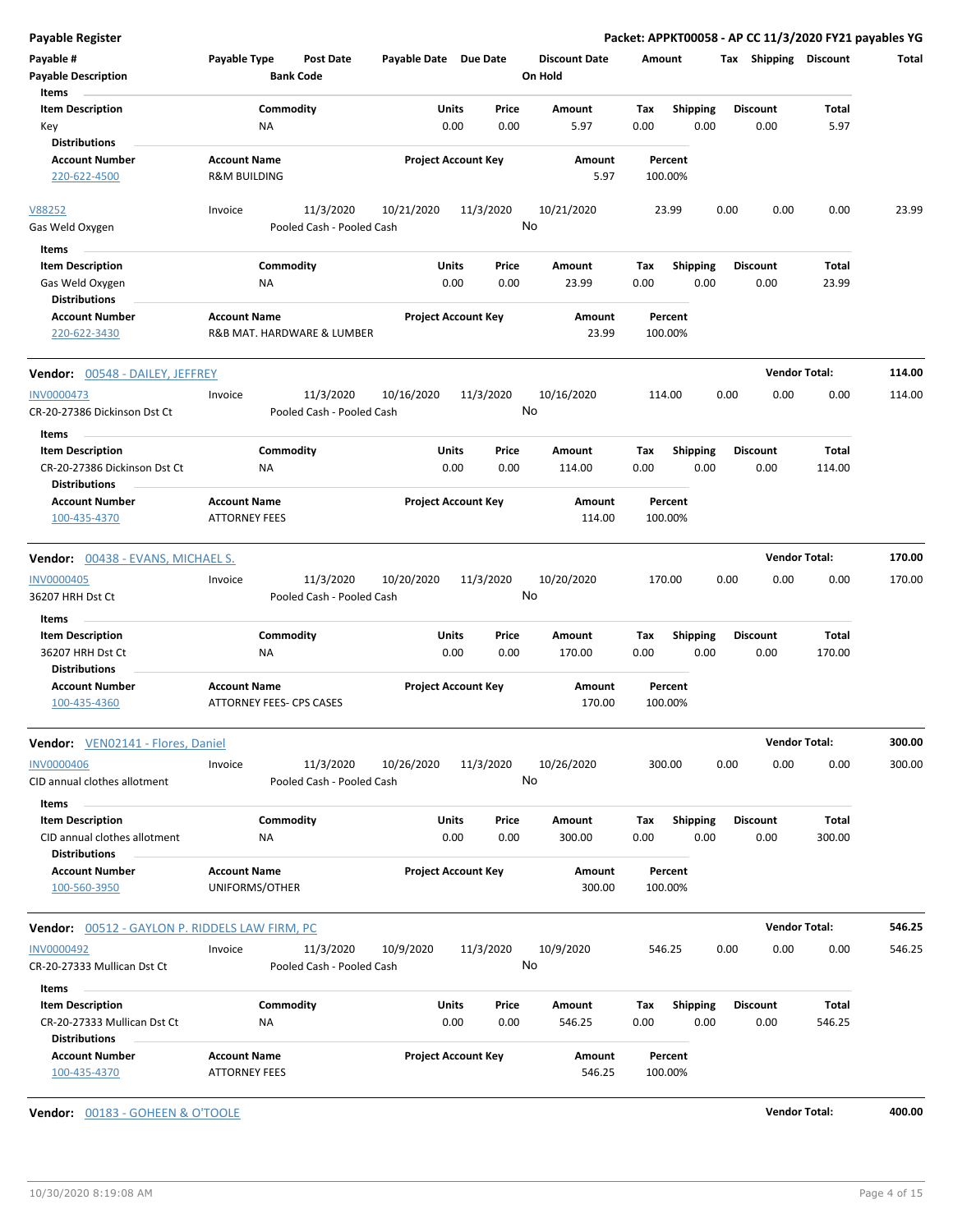**Payable Register** — **Packet: APPKT00058 - AP CC 11/3/2020 FY21 payables YG**

| Payable # / Payable Description | Payable Type | Post Date / Bank Code | Payable Date | Due Date | Discount Date / On Hold | Amount | Tax | Shipping | Discount | Total |
|---|---|---|---|---|---|---|---|---|---|---|

**Items**

| Item Description | Commodity | Units | Price | Amount | Tax | Shipping | Discount | Total |
|---|---|---|---|---|---|---|---|---|
| Key | NA | 0.00 | 0.00 | 5.97 | 0.00 | 0.00 | 0.00 | 5.97 |

**Distributions**

| Account Number | Account Name | Project Account Key | Amount | Percent |
|---|---|---|---|---|
| 220-622-4500 | R&M BUILDING | | 5.97 | 100.00% |

| Payable # | Payable Type | Post Date | Payable Date | Due Date | Discount Date | Amount | Tax | Shipping | Discount | Total |
|---|---|---|---|---|---|---|---|---|---|---|
| V88252 | Invoice | 11/3/2020 | 10/21/2020 | 11/3/2020 | 10/21/2020 | 23.99 | 0.00 | 0.00 | 0.00 | 23.99 |

Gas Weld Oxygen — Pooled Cash - Pooled Cash — On Hold: No

**Items**

| Item Description | Commodity | Units | Price | Amount | Tax | Shipping | Discount | Total |
|---|---|---|---|---|---|---|---|---|
| Gas Weld Oxygen | NA | 0.00 | 0.00 | 23.99 | 0.00 | 0.00 | 0.00 | 23.99 |

**Distributions**

| Account Number | Account Name | Project Account Key | Amount | Percent |
|---|---|---|---|---|
| 220-622-3430 | R&B MAT. HARDWARE & LUMBER | | 23.99 | 100.00% |

**Vendor: 00548 - DAILEY, JEFFREY** — **Vendor Total: 114.00**

| Payable # | Payable Type | Post Date | Payable Date | Due Date | Discount Date | Amount | Tax | Shipping | Discount | Total |
|---|---|---|---|---|---|---|---|---|---|---|
| INV0000473 | Invoice | 11/3/2020 | 10/16/2020 | 11/3/2020 | 10/16/2020 | 114.00 | 0.00 | 0.00 | 0.00 | 114.00 |

CR-20-27386 Dickinson Dst Ct — Pooled Cash - Pooled Cash — On Hold: No

**Items**

| Item Description | Commodity | Units | Price | Amount | Tax | Shipping | Discount | Total |
|---|---|---|---|---|---|---|---|---|
| CR-20-27386 Dickinson Dst Ct | NA | 0.00 | 0.00 | 114.00 | 0.00 | 0.00 | 0.00 | 114.00 |

**Distributions**

| Account Number | Account Name | Project Account Key | Amount | Percent |
|---|---|---|---|---|
| 100-435-4370 | ATTORNEY FEES | | 114.00 | 100.00% |

**Vendor: 00438 - EVANS, MICHAEL S.** — **Vendor Total: 170.00**

| Payable # | Payable Type | Post Date | Payable Date | Due Date | Discount Date | Amount | Tax | Shipping | Discount | Total |
|---|---|---|---|---|---|---|---|---|---|---|
| INV0000405 | Invoice | 11/3/2020 | 10/20/2020 | 11/3/2020 | 10/20/2020 | 170.00 | 0.00 | 0.00 | 0.00 | 170.00 |

36207 HRH Dst Ct — Pooled Cash - Pooled Cash — On Hold: No

**Items**

| Item Description | Commodity | Units | Price | Amount | Tax | Shipping | Discount | Total |
|---|---|---|---|---|---|---|---|---|
| 36207 HRH Dst Ct | NA | 0.00 | 0.00 | 170.00 | 0.00 | 0.00 | 0.00 | 170.00 |

**Distributions**

| Account Number | Account Name | Project Account Key | Amount | Percent |
|---|---|---|---|---|
| 100-435-4360 | ATTORNEY FEES- CPS CASES | | 170.00 | 100.00% |

**Vendor: VEN02141 - Flores, Daniel** — **Vendor Total: 300.00**

| Payable # | Payable Type | Post Date | Payable Date | Due Date | Discount Date | Amount | Tax | Shipping | Discount | Total |
|---|---|---|---|---|---|---|---|---|---|---|
| INV0000406 | Invoice | 11/3/2020 | 10/26/2020 | 11/3/2020 | 10/26/2020 | 300.00 | 0.00 | 0.00 | 0.00 | 300.00 |

CID annual clothes allotment — Pooled Cash - Pooled Cash — On Hold: No

**Items**

| Item Description | Commodity | Units | Price | Amount | Tax | Shipping | Discount | Total |
|---|---|---|---|---|---|---|---|---|
| CID annual clothes allotment | NA | 0.00 | 0.00 | 300.00 | 0.00 | 0.00 | 0.00 | 300.00 |

**Distributions**

| Account Number | Account Name | Project Account Key | Amount | Percent |
|---|---|---|---|---|
| 100-560-3950 | UNIFORMS/OTHER | | 300.00 | 100.00% |

**Vendor: 00512 - GAYLON P. RIDDELS LAW FIRM, PC** — **Vendor Total: 546.25**

| Payable # | Payable Type | Post Date | Payable Date | Due Date | Discount Date | Amount | Tax | Shipping | Discount | Total |
|---|---|---|---|---|---|---|---|---|---|---|
| INV0000492 | Invoice | 11/3/2020 | 10/9/2020 | 11/3/2020 | 10/9/2020 | 546.25 | 0.00 | 0.00 | 0.00 | 546.25 |

CR-20-27333 Mullican Dst Ct — Pooled Cash - Pooled Cash — On Hold: No

**Items**

| Item Description | Commodity | Units | Price | Amount | Tax | Shipping | Discount | Total |
|---|---|---|---|---|---|---|---|---|
| CR-20-27333 Mullican Dst Ct | NA | 0.00 | 0.00 | 546.25 | 0.00 | 0.00 | 0.00 | 546.25 |

**Distributions**

| Account Number | Account Name | Project Account Key | Amount | Percent |
|---|---|---|---|---|
| 100-435-4370 | ATTORNEY FEES | | 546.25 | 100.00% |

**Vendor: 00183 - GOHEEN & O'TOOLE** — **Vendor Total: 400.00**

10/30/2020 8:19:08 AM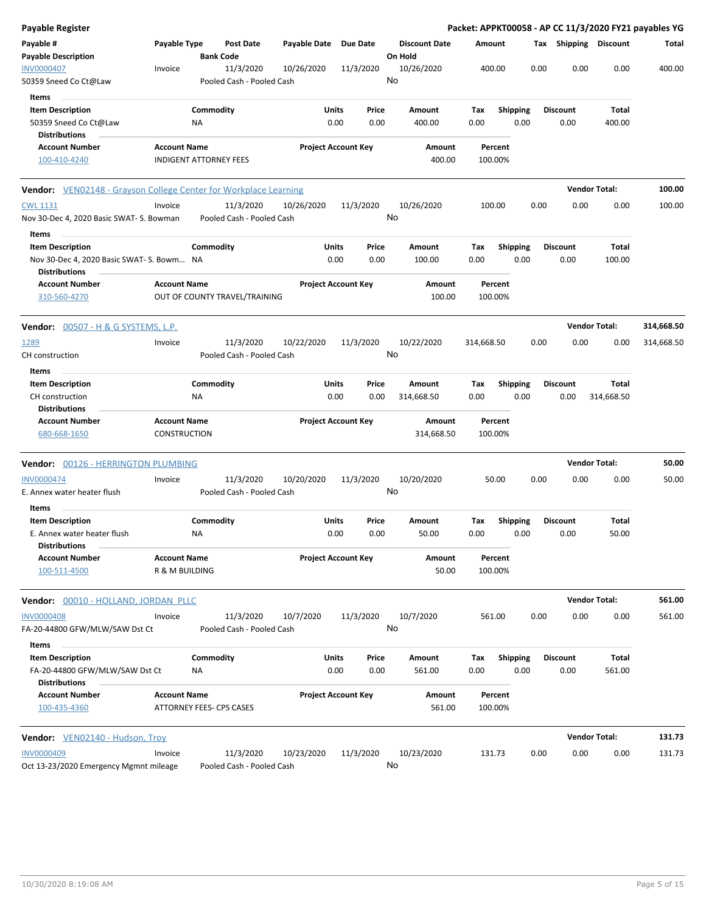| Payable # | Payable Type | Post Date | Payable Date | Due Date | Discount Date | Amount | Tax | Shipping | Discount | Total |
|---|---|---|---|---|---|---|---|---|---|---|
| **Payable Description** | | **Bank Code** | | | **On Hold** | | | | | |
| INV0000407 | Invoice | 11/3/2020 | 10/26/2020 | 11/3/2020 | 10/26/2020 | 400.00 | 0.00 | 0.00 | 0.00 | 400.00 |
| 50359 Sneed Co Ct@Law | | Pooled Cash - Pooled Cash | | | No | | | | | |

**Items**

| Item Description | Commodity | Units | Price | Amount | Tax | Shipping | Discount | Total |
|---|---|---|---|---|---|---|---|---|
| 50359 Sneed Co Ct@Law | NA | 0.00 | 0.00 | 400.00 | 0.00 | 0.00 | 0.00 | 400.00 |

**Distributions**

| Account Number | Account Name | Project Account Key | Amount | Percent |
|---|---|---|---|---|
| 100-410-4240 | INDIGENT ATTORNEY FEES | | 400.00 | 100.00% |

**Vendor:** VEN02148 - Grayson College Center for Workplace Learning — **Vendor Total:** 100.00

| Payable # | Payable Type | Post Date | Payable Date | Due Date | Discount Date | Amount | Tax | Shipping | Discount | Total |
|---|---|---|---|---|---|---|---|---|---|---|
| CWL 1131 | Invoice | 11/3/2020 | 10/26/2020 | 11/3/2020 | 10/26/2020 | 100.00 | 0.00 | 0.00 | 0.00 | 100.00 |
| Nov 30-Dec 4, 2020 Basic SWAT- S. Bowman | | Pooled Cash - Pooled Cash | | | No | | | | | |

**Items**

| Item Description | Commodity | Units | Price | Amount | Tax | Shipping | Discount | Total |
|---|---|---|---|---|---|---|---|---|
| Nov 30-Dec 4, 2020 Basic SWAT- S. Bowm... | NA | 0.00 | 0.00 | 100.00 | 0.00 | 0.00 | 0.00 | 100.00 |

**Distributions**

| Account Number | Account Name | Project Account Key | Amount | Percent |
|---|---|---|---|---|
| 310-560-4270 | OUT OF COUNTY TRAVEL/TRAINING | | 100.00 | 100.00% |

**Vendor:** 00507 - H & G SYSTEMS, L.P. — **Vendor Total:** 314,668.50

| Payable # | Payable Type | Post Date | Payable Date | Due Date | Discount Date | Amount | Tax | Shipping | Discount | Total |
|---|---|---|---|---|---|---|---|---|---|---|
| 1289 | Invoice | 11/3/2020 | 10/22/2020 | 11/3/2020 | 10/22/2020 | 314,668.50 | 0.00 | 0.00 | 0.00 | 314,668.50 |
| CH construction | | Pooled Cash - Pooled Cash | | | No | | | | | |

**Items**

| Item Description | Commodity | Units | Price | Amount | Tax | Shipping | Discount | Total |
|---|---|---|---|---|---|---|---|---|
| CH construction | NA | 0.00 | 0.00 | 314,668.50 | 0.00 | 0.00 | 0.00 | 314,668.50 |

**Distributions**

| Account Number | Account Name | Project Account Key | Amount | Percent |
|---|---|---|---|---|
| 680-668-1650 | CONSTRUCTION | | 314,668.50 | 100.00% |

**Vendor:** 00126 - HERRINGTON PLUMBING — **Vendor Total:** 50.00

| Payable # | Payable Type | Post Date | Payable Date | Due Date | Discount Date | Amount | Tax | Shipping | Discount | Total |
|---|---|---|---|---|---|---|---|---|---|---|
| INV0000474 | Invoice | 11/3/2020 | 10/20/2020 | 11/3/2020 | 10/20/2020 | 50.00 | 0.00 | 0.00 | 0.00 | 50.00 |
| E. Annex water heater flush | | Pooled Cash - Pooled Cash | | | No | | | | | |

**Items**

| Item Description | Commodity | Units | Price | Amount | Tax | Shipping | Discount | Total |
|---|---|---|---|---|---|---|---|---|
| E. Annex water heater flush | NA | 0.00 | 0.00 | 50.00 | 0.00 | 0.00 | 0.00 | 50.00 |

**Distributions**

| Account Number | Account Name | Project Account Key | Amount | Percent |
|---|---|---|---|---|
| 100-511-4500 | R & M BUILDING | | 50.00 | 100.00% |

**Vendor:** 00010 - HOLLAND, JORDAN PLLC — **Vendor Total:** 561.00

| Payable # | Payable Type | Post Date | Payable Date | Due Date | Discount Date | Amount | Tax | Shipping | Discount | Total |
|---|---|---|---|---|---|---|---|---|---|---|
| INV0000408 | Invoice | 11/3/2020 | 10/7/2020 | 11/3/2020 | 10/7/2020 | 561.00 | 0.00 | 0.00 | 0.00 | 561.00 |
| FA-20-44800 GFW/MLW/SAW Dst Ct | | Pooled Cash - Pooled Cash | | | No | | | | | |

**Items**

| Item Description | Commodity | Units | Price | Amount | Tax | Shipping | Discount | Total |
|---|---|---|---|---|---|---|---|---|
| FA-20-44800 GFW/MLW/SAW Dst Ct | NA | 0.00 | 0.00 | 561.00 | 0.00 | 0.00 | 0.00 | 561.00 |

**Distributions**

| Account Number | Account Name | Project Account Key | Amount | Percent |
|---|---|---|---|---|
| 100-435-4360 | ATTORNEY FEES- CPS CASES | | 561.00 | 100.00% |

**Vendor:** VEN02140 - Hudson, Troy — **Vendor Total:** 131.73

| Payable # | Payable Type | Post Date | Payable Date | Due Date | Discount Date | Amount | Tax | Shipping | Discount | Total |
|---|---|---|---|---|---|---|---|---|---|---|
| INV0000409 | Invoice | 11/3/2020 | 10/23/2020 | 11/3/2020 | 10/23/2020 | 131.73 | 0.00 | 0.00 | 0.00 | 131.73 |
| Oct 13-23/2020 Emergency Mgmnt mileage | | Pooled Cash - Pooled Cash | | | No | | | | | |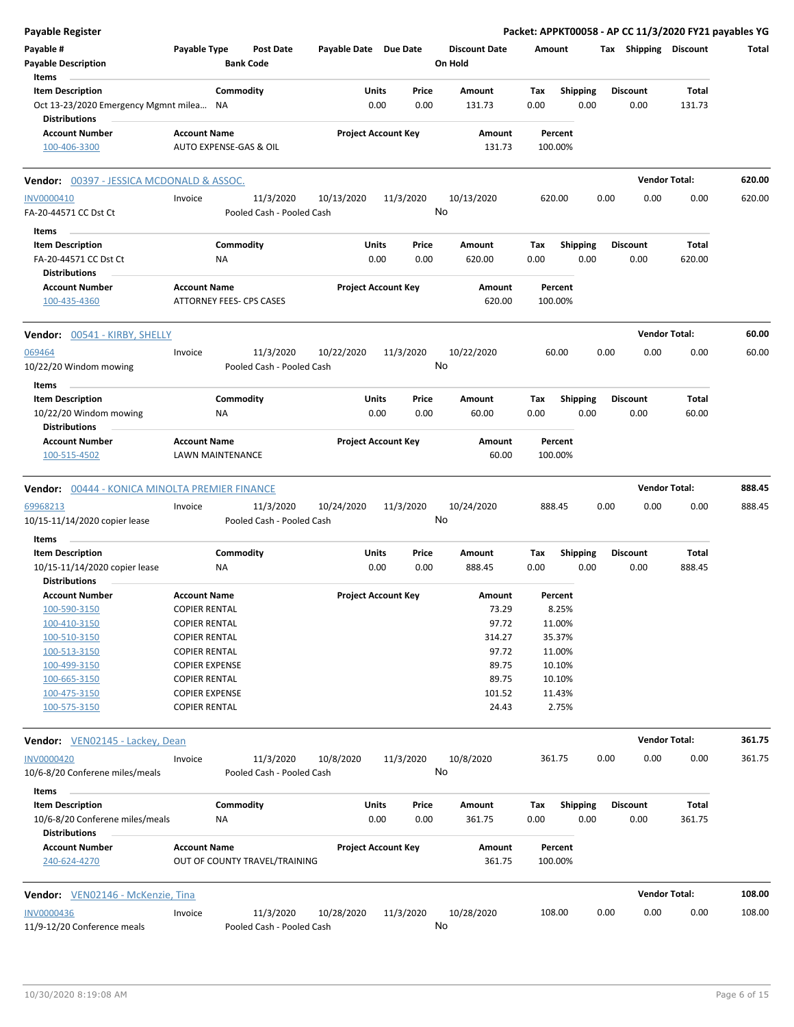**Payable Register** — **Packet: APPKT00058 - AP CC 11/3/2020 FY21 payables YG**

| Payable # / Payable Description | Payable Type | Post Date / Bank Code | Payable Date | Due Date | Discount Date / On Hold | Amount | Tax | Shipping | Discount | Total |
|---|---|---|---|---|---|---|---|---|---|---|

**Items**

| Item Description | Commodity | Units | Price | Amount | Tax | Shipping | Discount | Total |
|---|---|---|---|---|---|---|---|---|
| Oct 13-23/2020 Emergency Mgmnt milea... | NA | 0.00 | 0.00 | 131.73 | 0.00 | 0.00 | 0.00 | 131.73 |

**Distributions**

| Account Number | Account Name | Project Account Key | Amount | Percent |
|---|---|---|---|---|
| 100-406-3300 | AUTO EXPENSE-GAS & OIL | | 131.73 | 100.00% |

---

**Vendor: 00397 - JESSICA MCDONALD & ASSOC.** — Vendor Total: **620.00**

| Payable # | Payable Type | Post Date | Payable Date | Due Date | Discount Date | Amount | Tax | Shipping | Discount | Total |
|---|---|---|---|---|---|---|---|---|---|---|
| INV0000410 | Invoice | 11/3/2020 | 10/13/2020 | 11/3/2020 | 10/13/2020 | 620.00 | 0.00 | 0.00 | 0.00 | 620.00 |
| FA-20-44571 CC Dst Ct | | Pooled Cash - Pooled Cash | | | No | | | | | |

**Items**

| Item Description | Commodity | Units | Price | Amount | Tax | Shipping | Discount | Total |
|---|---|---|---|---|---|---|---|---|
| FA-20-44571 CC Dst Ct | NA | 0.00 | 0.00 | 620.00 | 0.00 | 0.00 | 0.00 | 620.00 |

**Distributions**

| Account Number | Account Name | Project Account Key | Amount | Percent |
|---|---|---|---|---|
| 100-435-4360 | ATTORNEY FEES- CPS CASES | | 620.00 | 100.00% |

---

**Vendor: 00541 - KIRBY, SHELLY** — Vendor Total: **60.00**

| Payable # | Payable Type | Post Date | Payable Date | Due Date | Discount Date | Amount | Tax | Shipping | Discount | Total |
|---|---|---|---|---|---|---|---|---|---|---|
| 069464 | Invoice | 11/3/2020 | 10/22/2020 | 11/3/2020 | 10/22/2020 | 60.00 | 0.00 | 0.00 | 0.00 | 60.00 |
| 10/22/20 Windom mowing | | Pooled Cash - Pooled Cash | | | No | | | | | |

**Items**

| Item Description | Commodity | Units | Price | Amount | Tax | Shipping | Discount | Total |
|---|---|---|---|---|---|---|---|---|
| 10/22/20 Windom mowing | NA | 0.00 | 0.00 | 60.00 | 0.00 | 0.00 | 0.00 | 60.00 |

**Distributions**

| Account Number | Account Name | Project Account Key | Amount | Percent |
|---|---|---|---|---|
| 100-515-4502 | LAWN MAINTENANCE | | 60.00 | 100.00% |

---

**Vendor: 00444 - KONICA MINOLTA PREMIER FINANCE** — Vendor Total: **888.45**

| Payable # | Payable Type | Post Date | Payable Date | Due Date | Discount Date | Amount | Tax | Shipping | Discount | Total |
|---|---|---|---|---|---|---|---|---|---|---|
| 69968213 | Invoice | 11/3/2020 | 10/24/2020 | 11/3/2020 | 10/24/2020 | 888.45 | 0.00 | 0.00 | 0.00 | 888.45 |
| 10/15-11/14/2020 copier lease | | Pooled Cash - Pooled Cash | | | No | | | | | |

**Items**

| Item Description | Commodity | Units | Price | Amount | Tax | Shipping | Discount | Total |
|---|---|---|---|---|---|---|---|---|
| 10/15-11/14/2020 copier lease | NA | 0.00 | 0.00 | 888.45 | 0.00 | 0.00 | 0.00 | 888.45 |

**Distributions**

| Account Number | Account Name | Project Account Key | Amount | Percent |
|---|---|---|---|---|
| 100-590-3150 | COPIER RENTAL | | 73.29 | 8.25% |
| 100-410-3150 | COPIER RENTAL | | 97.72 | 11.00% |
| 100-510-3150 | COPIER RENTAL | | 314.27 | 35.37% |
| 100-513-3150 | COPIER RENTAL | | 97.72 | 11.00% |
| 100-499-3150 | COPIER EXPENSE | | 89.75 | 10.10% |
| 100-665-3150 | COPIER RENTAL | | 89.75 | 10.10% |
| 100-475-3150 | COPIER EXPENSE | | 101.52 | 11.43% |
| 100-575-3150 | COPIER RENTAL | | 24.43 | 2.75% |

---

**Vendor: VEN02145 - Lackey, Dean** — Vendor Total: **361.75**

| Payable # | Payable Type | Post Date | Payable Date | Due Date | Discount Date | Amount | Tax | Shipping | Discount | Total |
|---|---|---|---|---|---|---|---|---|---|---|
| INV0000420 | Invoice | 11/3/2020 | 10/8/2020 | 11/3/2020 | 10/8/2020 | 361.75 | 0.00 | 0.00 | 0.00 | 361.75 |
| 10/6-8/20 Conferene miles/meals | | Pooled Cash - Pooled Cash | | | No | | | | | |

**Items**

| Item Description | Commodity | Units | Price | Amount | Tax | Shipping | Discount | Total |
|---|---|---|---|---|---|---|---|---|
| 10/6-8/20 Conferene miles/meals | NA | 0.00 | 0.00 | 361.75 | 0.00 | 0.00 | 0.00 | 361.75 |

**Distributions**

| Account Number | Account Name | Project Account Key | Amount | Percent |
|---|---|---|---|---|
| 240-624-4270 | OUT OF COUNTY TRAVEL/TRAINING | | 361.75 | 100.00% |

---

**Vendor: VEN02146 - McKenzie, Tina** — Vendor Total: **108.00**

| Payable # | Payable Type | Post Date | Payable Date | Due Date | Discount Date | Amount | Tax | Shipping | Discount | Total |
|---|---|---|---|---|---|---|---|---|---|---|
| INV0000436 | Invoice | 11/3/2020 | 10/28/2020 | 11/3/2020 | 10/28/2020 | 108.00 | 0.00 | 0.00 | 0.00 | 108.00 |
| 11/9-12/20 Conference meals | | Pooled Cash - Pooled Cash | | | No | | | | | |

10/30/2020 8:19:08 AM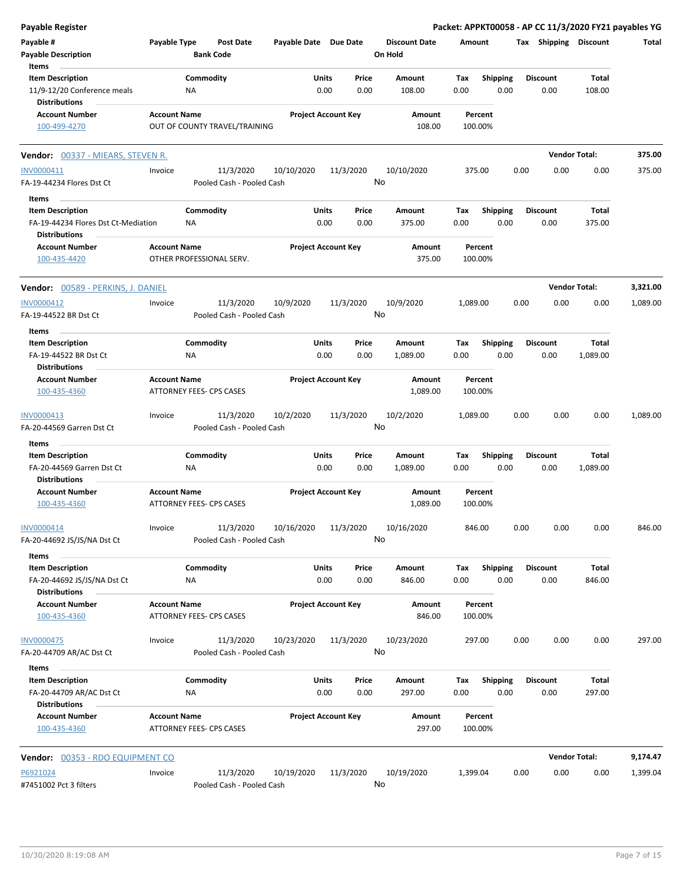**Payable Register** — Packet: APPKT00058 - AP CC 11/3/2020 FY21 payables YG

| Payable # | Payable Type | Post Date | Payable Date | Due Date | Discount Date | Amount | Tax | Shipping | Discount | Total |
|---|---|---|---|---|---|---|---|---|---|---|
| Payable Description | | Bank Code | | | On Hold | | | | | |

**Items**

| Item Description | Commodity | Units | Price | Amount | Tax | Shipping | Discount | Total |
|---|---|---|---|---|---|---|---|---|
| 11/9-12/20 Conference meals | NA | 0.00 | 0.00 | 108.00 | 0.00 | 0.00 | 0.00 | 108.00 |

**Distributions**

| Account Number | Account Name | Project Account Key | Amount | Percent |
|---|---|---|---|---|
| 100-499-4270 | OUT OF COUNTY TRAVEL/TRAINING | | 108.00 | 100.00% |

---

**Vendor: 00337 - MIEARS, STEVEN R.** — Vendor Total: **375.00**

| Payable # | Payable Type | Post Date | Payable Date | Due Date | Discount Date | Amount | Tax | Shipping | Discount | Total |
|---|---|---|---|---|---|---|---|---|---|---|
| INV0000411 | Invoice | 11/3/2020 | 10/10/2020 | 11/3/2020 | 10/10/2020 | 375.00 | 0.00 | 0.00 | 0.00 | 375.00 |
| FA-19-44234 Flores Dst Ct | | Pooled Cash - Pooled Cash | | | No | | | | | |

**Items**

| Item Description | Commodity | Units | Price | Amount | Tax | Shipping | Discount | Total |
|---|---|---|---|---|---|---|---|---|
| FA-19-44234 Flores Dst Ct-Mediation | NA | 0.00 | 0.00 | 375.00 | 0.00 | 0.00 | 0.00 | 375.00 |

**Distributions**

| Account Number | Account Name | Project Account Key | Amount | Percent |
|---|---|---|---|---|
| 100-435-4420 | OTHER PROFESSIONAL SERV. | | 375.00 | 100.00% |

---

**Vendor: 00589 - PERKINS, J. DANIEL** — Vendor Total: **3,321.00**

| Payable # | Payable Type | Post Date | Payable Date | Due Date | Discount Date | Amount | Tax | Shipping | Discount | Total |
|---|---|---|---|---|---|---|---|---|---|---|
| INV0000412 | Invoice | 11/3/2020 | 10/9/2020 | 11/3/2020 | 10/9/2020 | 1,089.00 | 0.00 | 0.00 | 0.00 | 1,089.00 |
| FA-19-44522 BR Dst Ct | | Pooled Cash - Pooled Cash | | | No | | | | | |

**Items**

| Item Description | Commodity | Units | Price | Amount | Tax | Shipping | Discount | Total |
|---|---|---|---|---|---|---|---|---|
| FA-19-44522 BR Dst Ct | NA | 0.00 | 0.00 | 1,089.00 | 0.00 | 0.00 | 0.00 | 1,089.00 |

**Distributions**

| Account Number | Account Name | Project Account Key | Amount | Percent |
|---|---|---|---|---|
| 100-435-4360 | ATTORNEY FEES- CPS CASES | | 1,089.00 | 100.00% |

| Payable # | Payable Type | Post Date | Payable Date | Due Date | Discount Date | Amount | Tax | Shipping | Discount | Total |
|---|---|---|---|---|---|---|---|---|---|---|
| INV0000413 | Invoice | 11/3/2020 | 10/2/2020 | 11/3/2020 | 10/2/2020 | 1,089.00 | 0.00 | 0.00 | 0.00 | 1,089.00 |
| FA-20-44569 Garren Dst Ct | | Pooled Cash - Pooled Cash | | | No | | | | | |

**Items**

| Item Description | Commodity | Units | Price | Amount | Tax | Shipping | Discount | Total |
|---|---|---|---|---|---|---|---|---|
| FA-20-44569 Garren Dst Ct | NA | 0.00 | 0.00 | 1,089.00 | 0.00 | 0.00 | 0.00 | 1,089.00 |

**Distributions**

| Account Number | Account Name | Project Account Key | Amount | Percent |
|---|---|---|---|---|
| 100-435-4360 | ATTORNEY FEES- CPS CASES | | 1,089.00 | 100.00% |

| Payable # | Payable Type | Post Date | Payable Date | Due Date | Discount Date | Amount | Tax | Shipping | Discount | Total |
|---|---|---|---|---|---|---|---|---|---|---|
| INV0000414 | Invoice | 11/3/2020 | 10/16/2020 | 11/3/2020 | 10/16/2020 | 846.00 | 0.00 | 0.00 | 0.00 | 846.00 |
| FA-20-44692 JS/JS/NA Dst Ct | | Pooled Cash - Pooled Cash | | | No | | | | | |

**Items**

| Item Description | Commodity | Units | Price | Amount | Tax | Shipping | Discount | Total |
|---|---|---|---|---|---|---|---|---|
| FA-20-44692 JS/JS/NA Dst Ct | NA | 0.00 | 0.00 | 846.00 | 0.00 | 0.00 | 0.00 | 846.00 |

**Distributions**

| Account Number | Account Name | Project Account Key | Amount | Percent |
|---|---|---|---|---|
| 100-435-4360 | ATTORNEY FEES- CPS CASES | | 846.00 | 100.00% |

| Payable # | Payable Type | Post Date | Payable Date | Due Date | Discount Date | Amount | Tax | Shipping | Discount | Total |
|---|---|---|---|---|---|---|---|---|---|---|
| INV0000475 | Invoice | 11/3/2020 | 10/23/2020 | 11/3/2020 | 10/23/2020 | 297.00 | 0.00 | 0.00 | 0.00 | 297.00 |
| FA-20-44709 AR/AC Dst Ct | | Pooled Cash - Pooled Cash | | | No | | | | | |

**Items**

| Item Description | Commodity | Units | Price | Amount | Tax | Shipping | Discount | Total |
|---|---|---|---|---|---|---|---|---|
| FA-20-44709 AR/AC Dst Ct | NA | 0.00 | 0.00 | 297.00 | 0.00 | 0.00 | 0.00 | 297.00 |

**Distributions**

| Account Number | Account Name | Project Account Key | Amount | Percent |
|---|---|---|---|---|
| 100-435-4360 | ATTORNEY FEES- CPS CASES | | 297.00 | 100.00% |

---

**Vendor: 00353 - RDO EQUIPMENT CO** — Vendor Total: **9,174.47**

| Payable # | Payable Type | Post Date | Payable Date | Due Date | Discount Date | Amount | Tax | Shipping | Discount | Total |
|---|---|---|---|---|---|---|---|---|---|---|
| P6921024 | Invoice | 11/3/2020 | 10/19/2020 | 11/3/2020 | 10/19/2020 | 1,399.04 | 0.00 | 0.00 | 0.00 | 1,399.04 |
| #7451002 Pct 3 filters | | Pooled Cash - Pooled Cash | | | No | | | | | |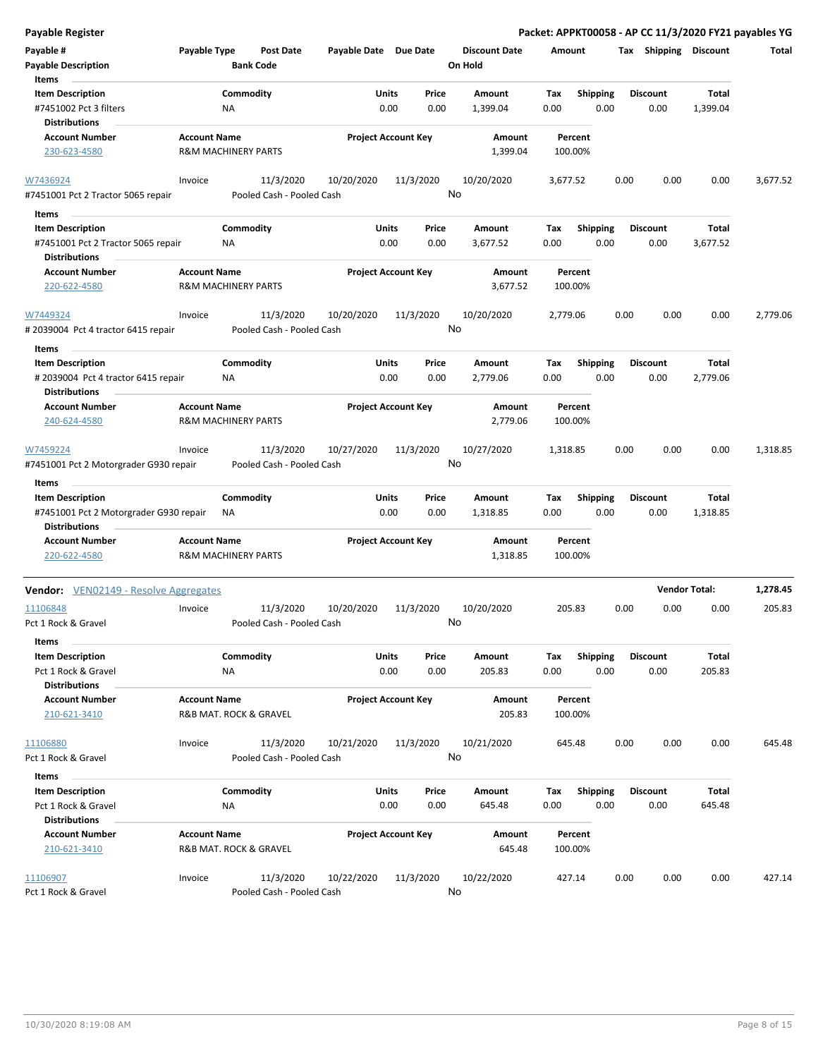**Payable Register** — **Packet: APPKT00058 - AP CC 11/3/2020 FY21 payables YG**

| Payable # | Payable Type | Post Date | Payable Date | Due Date | Discount Date | Amount | Tax | Shipping | Discount | Total |
|---|---|---|---|---|---|---|---|---|---|---|
| **Payable Description** | | **Bank Code** | | | **On Hold** | | | | | |

**Items**

| Item Description | Commodity | Units | Price | Amount | Tax | Shipping | Discount | Total |
|---|---|---|---|---|---|---|---|---|
| #7451002 Pct 3 filters | NA | 0.00 | 0.00 | 1,399.04 | 0.00 | 0.00 | 0.00 | 1,399.04 |

**Distributions**

| Account Number | Account Name | Project Account Key | Amount | Percent |
|---|---|---|---|---|
| 230-623-4580 | R&M MACHINERY PARTS | | 1,399.04 | 100.00% |

| W7436924 | Invoice | 11/3/2020 | 10/20/2020 | 11/3/2020 | 10/20/2020 | 3,677.52 | 0.00 | 0.00 | 0.00 | 3,677.52 |
|---|---|---|---|---|---|---|---|---|---|---|
| #7451001 Pct 2 Tractor 5065 repair | | Pooled Cash - Pooled Cash | | | No | | | | | |

**Items**

| Item Description | Commodity | Units | Price | Amount | Tax | Shipping | Discount | Total |
|---|---|---|---|---|---|---|---|---|
| #7451001 Pct 2 Tractor 5065 repair | NA | 0.00 | 0.00 | 3,677.52 | 0.00 | 0.00 | 0.00 | 3,677.52 |

**Distributions**

| Account Number | Account Name | Project Account Key | Amount | Percent |
|---|---|---|---|---|
| 220-622-4580 | R&M MACHINERY PARTS | | 3,677.52 | 100.00% |

| W7449324 | Invoice | 11/3/2020 | 10/20/2020 | 11/3/2020 | 10/20/2020 | 2,779.06 | 0.00 | 0.00 | 0.00 | 2,779.06 |
|---|---|---|---|---|---|---|---|---|---|---|
| # 2039004 Pct 4 tractor 6415 repair | | Pooled Cash - Pooled Cash | | | No | | | | | |

**Items**

| Item Description | Commodity | Units | Price | Amount | Tax | Shipping | Discount | Total |
|---|---|---|---|---|---|---|---|---|
| # 2039004 Pct 4 tractor 6415 repair | NA | 0.00 | 0.00 | 2,779.06 | 0.00 | 0.00 | 0.00 | 2,779.06 |

**Distributions**

| Account Number | Account Name | Project Account Key | Amount | Percent |
|---|---|---|---|---|
| 240-624-4580 | R&M MACHINERY PARTS | | 2,779.06 | 100.00% |

| W7459224 | Invoice | 11/3/2020 | 10/27/2020 | 11/3/2020 | 10/27/2020 | 1,318.85 | 0.00 | 0.00 | 0.00 | 1,318.85 |
|---|---|---|---|---|---|---|---|---|---|---|
| #7451001 Pct 2 Motorgrader G930 repair | | Pooled Cash - Pooled Cash | | | No | | | | | |

**Items**

| Item Description | Commodity | Units | Price | Amount | Tax | Shipping | Discount | Total |
|---|---|---|---|---|---|---|---|---|
| #7451001 Pct 2 Motorgrader G930 repair | NA | 0.00 | 0.00 | 1,318.85 | 0.00 | 0.00 | 0.00 | 1,318.85 |

**Distributions**

| Account Number | Account Name | Project Account Key | Amount | Percent |
|---|---|---|---|---|
| 220-622-4580 | R&M MACHINERY PARTS | | 1,318.85 | 100.00% |

**Vendor:** VEN02149 - Resolve Aggregates — **Vendor Total: 1,278.45**

| 11106848 | Invoice | 11/3/2020 | 10/20/2020 | 11/3/2020 | 10/20/2020 | 205.83 | 0.00 | 0.00 | 0.00 | 205.83 |
|---|---|---|---|---|---|---|---|---|---|---|
| Pct 1 Rock & Gravel | | Pooled Cash - Pooled Cash | | | No | | | | | |

**Items**

| Item Description | Commodity | Units | Price | Amount | Tax | Shipping | Discount | Total |
|---|---|---|---|---|---|---|---|---|
| Pct 1 Rock & Gravel | NA | 0.00 | 0.00 | 205.83 | 0.00 | 0.00 | 0.00 | 205.83 |

**Distributions**

| Account Number | Account Name | Project Account Key | Amount | Percent |
|---|---|---|---|---|
| 210-621-3410 | R&B MAT. ROCK & GRAVEL | | 205.83 | 100.00% |

| 11106880 | Invoice | 11/3/2020 | 10/21/2020 | 11/3/2020 | 10/21/2020 | 645.48 | 0.00 | 0.00 | 0.00 | 645.48 |
|---|---|---|---|---|---|---|---|---|---|---|
| Pct 1 Rock & Gravel | | Pooled Cash - Pooled Cash | | | No | | | | | |

**Items**

| Item Description | Commodity | Units | Price | Amount | Tax | Shipping | Discount | Total |
|---|---|---|---|---|---|---|---|---|
| Pct 1 Rock & Gravel | NA | 0.00 | 0.00 | 645.48 | 0.00 | 0.00 | 0.00 | 645.48 |

**Distributions**

| Account Number | Account Name | Project Account Key | Amount | Percent |
|---|---|---|---|---|
| 210-621-3410 | R&B MAT. ROCK & GRAVEL | | 645.48 | 100.00% |

| 11106907 | Invoice | 11/3/2020 | 10/22/2020 | 11/3/2020 | 10/22/2020 | 427.14 | 0.00 | 0.00 | 0.00 | 427.14 |
|---|---|---|---|---|---|---|---|---|---|---|
| Pct 1 Rock & Gravel | | Pooled Cash - Pooled Cash | | | No | | | | | |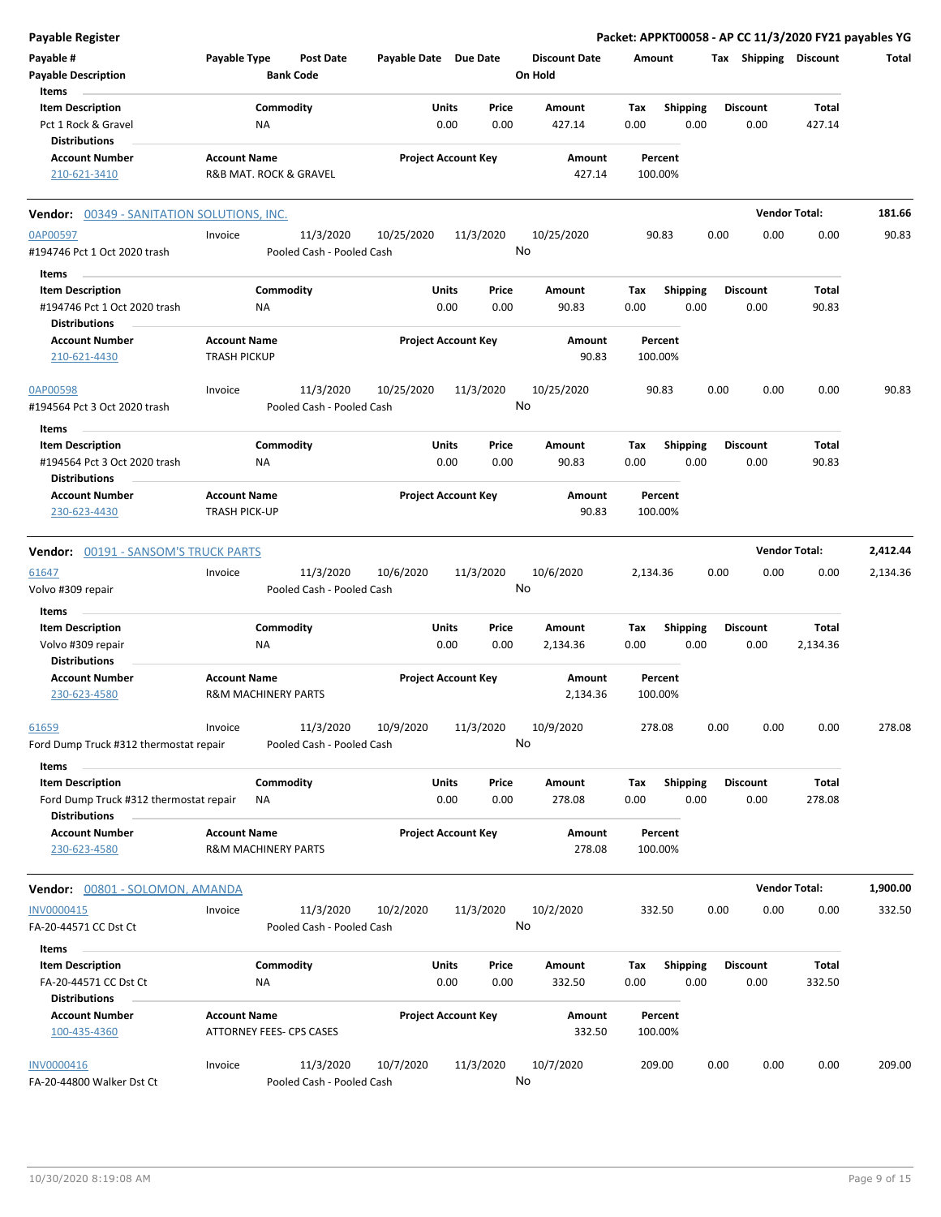**Payable Register** — **Packet: APPKT00058 - AP CC 11/3/2020 FY21 payables YG**

| Payable # | Payable Type | Post Date | Payable Date | Due Date | Discount Date | Amount | Tax | Shipping | Discount | Total |
|---|---|---|---|---|---|---|---|---|---|---|
| Payable Description | | Bank Code | | | On Hold | | | | | |

**Items**

| Item Description | Commodity | Units | Price | Amount | Tax | Shipping | Discount | Total |
|---|---|---|---|---|---|---|---|---|
| Pct 1 Rock & Gravel | NA | 0.00 | 0.00 | 427.14 | 0.00 | 0.00 | 0.00 | 427.14 |

**Distributions**

| Account Number | Account Name | Project Account Key | Amount | Percent |
|---|---|---|---|---|
| 210-621-3410 | R&B MAT. ROCK & GRAVEL | | 427.14 | 100.00% |

---

## Vendor: 00349 - SANITATION SOLUTIONS, INC. — Vendor Total: 181.66

| Payable # | Payable Type | Post Date | Payable Date | Due Date | Discount Date | Amount | Tax | Shipping | Discount | Total |
|---|---|---|---|---|---|---|---|---|---|---|
| 0AP00597 | Invoice | 11/3/2020 | 10/25/2020 | 11/3/2020 | 10/25/2020 | 90.83 | 0.00 | 0.00 | 0.00 | 90.83 |
| #194746 Pct 1 Oct 2020 trash | | Pooled Cash - Pooled Cash | | | No | | | | | |

**Items**

| Item Description | Commodity | Units | Price | Amount | Tax | Shipping | Discount | Total |
|---|---|---|---|---|---|---|---|---|
| #194746 Pct 1 Oct 2020 trash | NA | 0.00 | 0.00 | 90.83 | 0.00 | 0.00 | 0.00 | 90.83 |

**Distributions**

| Account Number | Account Name | Project Account Key | Amount | Percent |
|---|---|---|---|---|
| 210-621-4430 | TRASH PICKUP | | 90.83 | 100.00% |

| Payable # | Payable Type | Post Date | Payable Date | Due Date | Discount Date | Amount | Tax | Shipping | Discount | Total |
|---|---|---|---|---|---|---|---|---|---|---|
| 0AP00598 | Invoice | 11/3/2020 | 10/25/2020 | 11/3/2020 | 10/25/2020 | 90.83 | 0.00 | 0.00 | 0.00 | 90.83 |
| #194564 Pct 3 Oct 2020 trash | | Pooled Cash - Pooled Cash | | | No | | | | | |

**Items**

| Item Description | Commodity | Units | Price | Amount | Tax | Shipping | Discount | Total |
|---|---|---|---|---|---|---|---|---|
| #194564 Pct 3 Oct 2020 trash | NA | 0.00 | 0.00 | 90.83 | 0.00 | 0.00 | 0.00 | 90.83 |

**Distributions**

| Account Number | Account Name | Project Account Key | Amount | Percent |
|---|---|---|---|---|
| 230-623-4430 | TRASH PICK-UP | | 90.83 | 100.00% |

---

## Vendor: 00191 - SANSOM'S TRUCK PARTS — Vendor Total: 2,412.44

| Payable # | Payable Type | Post Date | Payable Date | Due Date | Discount Date | Amount | Tax | Shipping | Discount | Total |
|---|---|---|---|---|---|---|---|---|---|---|
| 61647 | Invoice | 11/3/2020 | 10/6/2020 | 11/3/2020 | 10/6/2020 | 2,134.36 | 0.00 | 0.00 | 0.00 | 2,134.36 |
| Volvo #309 repair | | Pooled Cash - Pooled Cash | | | No | | | | | |

**Items**

| Item Description | Commodity | Units | Price | Amount | Tax | Shipping | Discount | Total |
|---|---|---|---|---|---|---|---|---|
| Volvo #309 repair | NA | 0.00 | 0.00 | 2,134.36 | 0.00 | 0.00 | 0.00 | 2,134.36 |

**Distributions**

| Account Number | Account Name | Project Account Key | Amount | Percent |
|---|---|---|---|---|
| 230-623-4580 | R&M MACHINERY PARTS | | 2,134.36 | 100.00% |

| Payable # | Payable Type | Post Date | Payable Date | Due Date | Discount Date | Amount | Tax | Shipping | Discount | Total |
|---|---|---|---|---|---|---|---|---|---|---|
| 61659 | Invoice | 11/3/2020 | 10/9/2020 | 11/3/2020 | 10/9/2020 | 278.08 | 0.00 | 0.00 | 0.00 | 278.08 |
| Ford Dump Truck #312 thermostat repair | | Pooled Cash - Pooled Cash | | | No | | | | | |

**Items**

| Item Description | Commodity | Units | Price | Amount | Tax | Shipping | Discount | Total |
|---|---|---|---|---|---|---|---|---|
| Ford Dump Truck #312 thermostat repair | NA | 0.00 | 0.00 | 278.08 | 0.00 | 0.00 | 0.00 | 278.08 |

**Distributions**

| Account Number | Account Name | Project Account Key | Amount | Percent |
|---|---|---|---|---|
| 230-623-4580 | R&M MACHINERY PARTS | | 278.08 | 100.00% |

---

## Vendor: 00801 - SOLOMON, AMANDA — Vendor Total: 1,900.00

| Payable # | Payable Type | Post Date | Payable Date | Due Date | Discount Date | Amount | Tax | Shipping | Discount | Total |
|---|---|---|---|---|---|---|---|---|---|---|
| INV0000415 | Invoice | 11/3/2020 | 10/2/2020 | 11/3/2020 | 10/2/2020 | 332.50 | 0.00 | 0.00 | 0.00 | 332.50 |
| FA-20-44571 CC Dst Ct | | Pooled Cash - Pooled Cash | | | No | | | | | |

**Items**

| Item Description | Commodity | Units | Price | Amount | Tax | Shipping | Discount | Total |
|---|---|---|---|---|---|---|---|---|
| FA-20-44571 CC Dst Ct | NA | 0.00 | 0.00 | 332.50 | 0.00 | 0.00 | 0.00 | 332.50 |

**Distributions**

| Account Number | Account Name | Project Account Key | Amount | Percent |
|---|---|---|---|---|
| 100-435-4360 | ATTORNEY FEES- CPS CASES | | 332.50 | 100.00% |

| Payable # | Payable Type | Post Date | Payable Date | Due Date | Discount Date | Amount | Tax | Shipping | Discount | Total |
|---|---|---|---|---|---|---|---|---|---|---|
| INV0000416 | Invoice | 11/3/2020 | 10/7/2020 | 11/3/2020 | 10/7/2020 | 209.00 | 0.00 | 0.00 | 0.00 | 209.00 |
| FA-20-44800 Walker Dst Ct | | Pooled Cash - Pooled Cash | | | No | | | | | |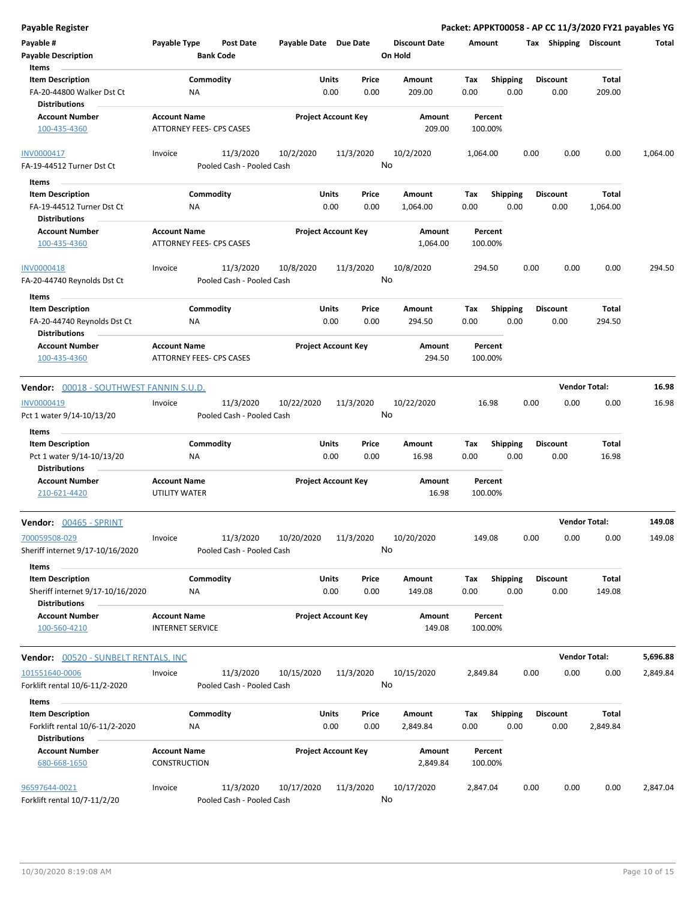**Payable Register** — Packet: APPKT00058 - AP CC 11/3/2020 FY21 payables YG

| Payable # / Payable Description | Payable Type | Post Date / Bank Code | Payable Date | Due Date | Discount Date / On Hold | Amount | Tax | Shipping | Discount | Total |
|---|---|---|---|---|---|---|---|---|---|---|

**Items**

| Item Description | Commodity | Units | Price | Amount | Tax | Shipping | Discount | Total |
|---|---|---|---|---|---|---|---|---|
| FA-20-44800 Walker Dst Ct | NA | 0.00 | 0.00 | 209.00 | 0.00 | 0.00 | 0.00 | 209.00 |

**Distributions**

| Account Number | Account Name | Project Account Key | Amount | Percent |
|---|---|---|---|---|
| 100-435-4360 | ATTORNEY FEES- CPS CASES | | 209.00 | 100.00% |

| Payable # | Payable Type | Post Date | Payable Date | Due Date | Discount Date | Amount | Tax | Shipping | Discount | Total |
|---|---|---|---|---|---|---|---|---|---|---|
| INV0000417 | Invoice | 11/3/2020 | 10/2/2020 | 11/3/2020 | 10/2/2020 | 1,064.00 | 0.00 | 0.00 | 0.00 | 1,064.00 |
| FA-19-44512 Turner Dst Ct | | Pooled Cash - Pooled Cash | | | No | | | | | |

**Items**

| Item Description | Commodity | Units | Price | Amount | Tax | Shipping | Discount | Total |
|---|---|---|---|---|---|---|---|---|
| FA-19-44512 Turner Dst Ct | NA | 0.00 | 0.00 | 1,064.00 | 0.00 | 0.00 | 0.00 | 1,064.00 |

**Distributions**

| Account Number | Account Name | Project Account Key | Amount | Percent |
|---|---|---|---|---|
| 100-435-4360 | ATTORNEY FEES- CPS CASES | | 1,064.00 | 100.00% |

| Payable # | Payable Type | Post Date | Payable Date | Due Date | Discount Date | Amount | Tax | Shipping | Discount | Total |
|---|---|---|---|---|---|---|---|---|---|---|
| INV0000418 | Invoice | 11/3/2020 | 10/8/2020 | 11/3/2020 | 10/8/2020 | 294.50 | 0.00 | 0.00 | 0.00 | 294.50 |
| FA-20-44740 Reynolds Dst Ct | | Pooled Cash - Pooled Cash | | | No | | | | | |

**Items**

| Item Description | Commodity | Units | Price | Amount | Tax | Shipping | Discount | Total |
|---|---|---|---|---|---|---|---|---|
| FA-20-44740 Reynolds Dst Ct | NA | 0.00 | 0.00 | 294.50 | 0.00 | 0.00 | 0.00 | 294.50 |

**Distributions**

| Account Number | Account Name | Project Account Key | Amount | Percent |
|---|---|---|---|---|
| 100-435-4360 | ATTORNEY FEES- CPS CASES | | 294.50 | 100.00% |

**Vendor: 00018 - SOUTHWEST FANNIN S.U.D.** — Vendor Total: **16.98**

| Payable # | Payable Type | Post Date | Payable Date | Due Date | Discount Date | Amount | Tax | Shipping | Discount | Total |
|---|---|---|---|---|---|---|---|---|---|---|
| INV0000419 | Invoice | 11/3/2020 | 10/22/2020 | 11/3/2020 | 10/22/2020 | 16.98 | 0.00 | 0.00 | 0.00 | 16.98 |
| Pct 1 water 9/14-10/13/20 | | Pooled Cash - Pooled Cash | | | No | | | | | |

**Items**

| Item Description | Commodity | Units | Price | Amount | Tax | Shipping | Discount | Total |
|---|---|---|---|---|---|---|---|---|
| Pct 1 water 9/14-10/13/20 | NA | 0.00 | 0.00 | 16.98 | 0.00 | 0.00 | 0.00 | 16.98 |

**Distributions**

| Account Number | Account Name | Project Account Key | Amount | Percent |
|---|---|---|---|---|
| 210-621-4420 | UTILITY WATER | | 16.98 | 100.00% |

**Vendor: 00465 - SPRINT** — Vendor Total: **149.08**

| Payable # | Payable Type | Post Date | Payable Date | Due Date | Discount Date | Amount | Tax | Shipping | Discount | Total |
|---|---|---|---|---|---|---|---|---|---|---|
| 700059508-029 | Invoice | 11/3/2020 | 10/20/2020 | 11/3/2020 | 10/20/2020 | 149.08 | 0.00 | 0.00 | 0.00 | 149.08 |
| Sheriff internet 9/17-10/16/2020 | | Pooled Cash - Pooled Cash | | | No | | | | | |

**Items**

| Item Description | Commodity | Units | Price | Amount | Tax | Shipping | Discount | Total |
|---|---|---|---|---|---|---|---|---|
| Sheriff internet 9/17-10/16/2020 | NA | 0.00 | 0.00 | 149.08 | 0.00 | 0.00 | 0.00 | 149.08 |

**Distributions**

| Account Number | Account Name | Project Account Key | Amount | Percent |
|---|---|---|---|---|
| 100-560-4210 | INTERNET SERVICE | | 149.08 | 100.00% |

**Vendor: 00520 - SUNBELT RENTALS, INC** — Vendor Total: **5,696.88**

| Payable # | Payable Type | Post Date | Payable Date | Due Date | Discount Date | Amount | Tax | Shipping | Discount | Total |
|---|---|---|---|---|---|---|---|---|---|---|
| 101551640-0006 | Invoice | 11/3/2020 | 10/15/2020 | 11/3/2020 | 10/15/2020 | 2,849.84 | 0.00 | 0.00 | 0.00 | 2,849.84 |
| Forklift rental 10/6-11/2-2020 | | Pooled Cash - Pooled Cash | | | No | | | | | |

**Items**

| Item Description | Commodity | Units | Price | Amount | Tax | Shipping | Discount | Total |
|---|---|---|---|---|---|---|---|---|
| Forklift rental 10/6-11/2-2020 | NA | 0.00 | 0.00 | 2,849.84 | 0.00 | 0.00 | 0.00 | 2,849.84 |

**Distributions**

| Account Number | Account Name | Project Account Key | Amount | Percent |
|---|---|---|---|---|
| 680-668-1650 | CONSTRUCTION | | 2,849.84 | 100.00% |

| Payable # | Payable Type | Post Date | Payable Date | Due Date | Discount Date | Amount | Tax | Shipping | Discount | Total |
|---|---|---|---|---|---|---|---|---|---|---|
| 96597644-0021 | Invoice | 11/3/2020 | 10/17/2020 | 11/3/2020 | 10/17/2020 | 2,847.04 | 0.00 | 0.00 | 0.00 | 2,847.04 |
| Forklift rental 10/7-11/2/20 | | Pooled Cash - Pooled Cash | | | No | | | | | |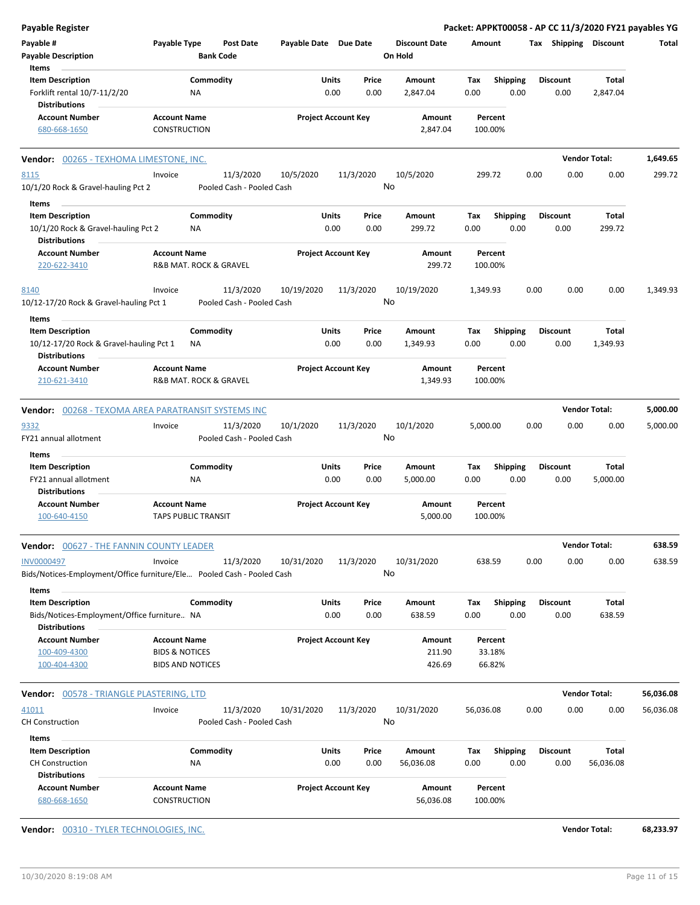# Payable Register

**Packet: APPKT00058 - AP CC 11/3/2020 FY21 payables YG**

| Payable # | Payable Type | Post Date | Payable Date | Due Date | Discount Date | Amount | Tax | Shipping | Discount | Total |
|---|---|---|---|---|---|---|---|---|---|---|
| Payable Description | | Bank Code | | | On Hold | | | | | |

**Items**

| Item Description | Commodity | Units | Price | Amount | Tax | Shipping | Discount | Total |
|---|---|---|---|---|---|---|---|---|
| Forklift rental 10/7-11/2/20 | NA | 0.00 | 0.00 | 2,847.04 | 0.00 | 0.00 | 0.00 | 2,847.04 |

**Distributions**

| Account Number | Account Name | Project Account Key | Amount | Percent |
|---|---|---|---|---|
| 680-668-1650 | CONSTRUCTION | | 2,847.04 | 100.00% |

## Vendor: 00265 - TEXHOMA LIMESTONE, INC.

**Vendor Total: 1,649.65**

| Payable # | Payable Type | Post Date | Payable Date | Due Date | Discount Date | Amount | Tax | Shipping | Discount | Total |
|---|---|---|---|---|---|---|---|---|---|---|
| 8115 | Invoice | 11/3/2020 | 10/5/2020 | 11/3/2020 | 10/5/2020 | 299.72 | 0.00 | 0.00 | 0.00 | 299.72 |
| 10/1/20 Rock & Gravel-hauling Pct 2 | | Pooled Cash - Pooled Cash | | | No | | | | | |

**Items**

| Item Description | Commodity | Units | Price | Amount | Tax | Shipping | Discount | Total |
|---|---|---|---|---|---|---|---|---|
| 10/1/20 Rock & Gravel-hauling Pct 2 | NA | 0.00 | 0.00 | 299.72 | 0.00 | 0.00 | 0.00 | 299.72 |

**Distributions**

| Account Number | Account Name | Project Account Key | Amount | Percent |
|---|---|---|---|---|
| 220-622-3410 | R&B MAT. ROCK & GRAVEL | | 299.72 | 100.00% |

| Payable # | Payable Type | Post Date | Payable Date | Due Date | Discount Date | Amount | Tax | Shipping | Discount | Total |
|---|---|---|---|---|---|---|---|---|---|---|
| 8140 | Invoice | 11/3/2020 | 10/19/2020 | 11/3/2020 | 10/19/2020 | 1,349.93 | 0.00 | 0.00 | 0.00 | 1,349.93 |
| 10/12-17/20 Rock & Gravel-hauling Pct 1 | | Pooled Cash - Pooled Cash | | | No | | | | | |

**Items**

| Item Description | Commodity | Units | Price | Amount | Tax | Shipping | Discount | Total |
|---|---|---|---|---|---|---|---|---|
| 10/12-17/20 Rock & Gravel-hauling Pct 1 | NA | 0.00 | 0.00 | 1,349.93 | 0.00 | 0.00 | 0.00 | 1,349.93 |

**Distributions**

| Account Number | Account Name | Project Account Key | Amount | Percent |
|---|---|---|---|---|
| 210-621-3410 | R&B MAT. ROCK & GRAVEL | | 1,349.93 | 100.00% |

## Vendor: 00268 - TEXOMA AREA PARATRANSIT SYSTEMS INC

**Vendor Total: 5,000.00**

| Payable # | Payable Type | Post Date | Payable Date | Due Date | Discount Date | Amount | Tax | Shipping | Discount | Total |
|---|---|---|---|---|---|---|---|---|---|---|
| 9332 | Invoice | 11/3/2020 | 10/1/2020 | 11/3/2020 | 10/1/2020 | 5,000.00 | 0.00 | 0.00 | 0.00 | 5,000.00 |
| FY21 annual allotment | | Pooled Cash - Pooled Cash | | | No | | | | | |

**Items**

| Item Description | Commodity | Units | Price | Amount | Tax | Shipping | Discount | Total |
|---|---|---|---|---|---|---|---|---|
| FY21 annual allotment | NA | 0.00 | 0.00 | 5,000.00 | 0.00 | 0.00 | 0.00 | 5,000.00 |

**Distributions**

| Account Number | Account Name | Project Account Key | Amount | Percent |
|---|---|---|---|---|
| 100-640-4150 | TAPS PUBLIC TRANSIT | | 5,000.00 | 100.00% |

## Vendor: 00627 - THE FANNIN COUNTY LEADER

**Vendor Total: 638.59**

| Payable # | Payable Type | Post Date | Payable Date | Due Date | Discount Date | Amount | Tax | Shipping | Discount | Total |
|---|---|---|---|---|---|---|---|---|---|---|
| INV0000497 | Invoice | 11/3/2020 | 10/31/2020 | 11/3/2020 | 10/31/2020 | 638.59 | 0.00 | 0.00 | 0.00 | 638.59 |
| Bids/Notices-Employment/Office furniture/Ele... | | Pooled Cash - Pooled Cash | | | No | | | | | |

**Items**

| Item Description | Commodity | Units | Price | Amount | Tax | Shipping | Discount | Total |
|---|---|---|---|---|---|---|---|---|
| Bids/Notices-Employment/Office furniture... | NA | 0.00 | 0.00 | 638.59 | 0.00 | 0.00 | 0.00 | 638.59 |

**Distributions**

| Account Number | Account Name | Project Account Key | Amount | Percent |
|---|---|---|---|---|
| 100-409-4300 | BIDS & NOTICES | | 211.90 | 33.18% |
| 100-404-4300 | BIDS AND NOTICES | | 426.69 | 66.82% |

## Vendor: 00578 - TRIANGLE PLASTERING, LTD

**Vendor Total: 56,036.08**

| Payable # | Payable Type | Post Date | Payable Date | Due Date | Discount Date | Amount | Tax | Shipping | Discount | Total |
|---|---|---|---|---|---|---|---|---|---|---|
| 41011 | Invoice | 11/3/2020 | 10/31/2020 | 11/3/2020 | 10/31/2020 | 56,036.08 | 0.00 | 0.00 | 0.00 | 56,036.08 |
| CH Construction | | Pooled Cash - Pooled Cash | | | No | | | | | |

**Items**

| Item Description | Commodity | Units | Price | Amount | Tax | Shipping | Discount | Total |
|---|---|---|---|---|---|---|---|---|
| CH Construction | NA | 0.00 | 0.00 | 56,036.08 | 0.00 | 0.00 | 0.00 | 56,036.08 |

**Distributions**

| Account Number | Account Name | Project Account Key | Amount | Percent |
|---|---|---|---|---|
| 680-668-1650 | CONSTRUCTION | | 56,036.08 | 100.00% |

## Vendor: 00310 - TYLER TECHNOLOGIES, INC.

**Vendor Total: 68,233.97**

10/30/2020 8:19:08 AM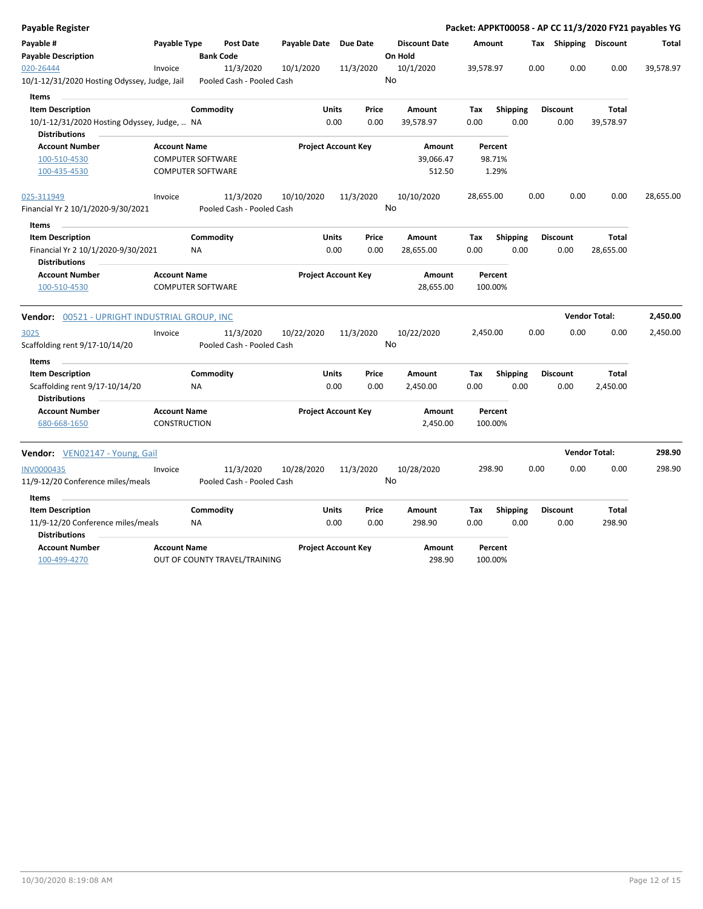# Payable Register

**Packet: APPKT00058 - AP CC 11/3/2020 FY21 payables YG**

| Payable # / Payable Description | Payable Type | Post Date / Bank Code | Payable Date | Due Date | Discount Date / On Hold | Amount | Tax | Shipping | Discount | Total |
|---|---|---|---|---|---|---|---|---|---|---|
| 020-26444 | Invoice | 11/3/2020 | 10/1/2020 | 11/3/2020 | 10/1/2020 | 39,578.97 | 0.00 | 0.00 | 0.00 | 39,578.97 |
| 10/1-12/31/2020 Hosting Odyssey, Judge, Jail | | Pooled Cash - Pooled Cash | | | No | | | | | |

**Items**

| Item Description | Commodity | Units | Price | Amount | Tax | Shipping | Discount | Total |
|---|---|---|---|---|---|---|---|---|
| 10/1-12/31/2020 Hosting Odyssey, Judge, ... | NA | 0.00 | 0.00 | 39,578.97 | 0.00 | 0.00 | 0.00 | 39,578.97 |

**Distributions**

| Account Number | Account Name | Project Account Key | Amount | Percent |
|---|---|---|---|---|
| 100-510-4530 | COMPUTER SOFTWARE | | 39,066.47 | 98.71% |
| 100-435-4530 | COMPUTER SOFTWARE | | 512.50 | 1.29% |

| Payable # / Payable Description | Payable Type | Post Date / Bank Code | Payable Date | Due Date | Discount Date / On Hold | Amount | Tax | Shipping | Discount | Total |
|---|---|---|---|---|---|---|---|---|---|---|
| 025-311949 | Invoice | 11/3/2020 | 10/10/2020 | 11/3/2020 | 10/10/2020 | 28,655.00 | 0.00 | 0.00 | 0.00 | 28,655.00 |
| Financial Yr 2 10/1/2020-9/30/2021 | | Pooled Cash - Pooled Cash | | | No | | | | | |

**Items**

| Item Description | Commodity | Units | Price | Amount | Tax | Shipping | Discount | Total |
|---|---|---|---|---|---|---|---|---|
| Financial Yr 2 10/1/2020-9/30/2021 | NA | 0.00 | 0.00 | 28,655.00 | 0.00 | 0.00 | 0.00 | 28,655.00 |

**Distributions**

| Account Number | Account Name | Project Account Key | Amount | Percent |
|---|---|---|---|---|
| 100-510-4530 | COMPUTER SOFTWARE | | 28,655.00 | 100.00% |

**Vendor:** 00521 - UPRIGHT INDUSTRIAL GROUP, INC — **Vendor Total: 2,450.00**

| Payable # / Payable Description | Payable Type | Post Date / Bank Code | Payable Date | Due Date | Discount Date / On Hold | Amount | Tax | Shipping | Discount | Total |
|---|---|---|---|---|---|---|---|---|---|---|
| 3025 | Invoice | 11/3/2020 | 10/22/2020 | 11/3/2020 | 10/22/2020 | 2,450.00 | 0.00 | 0.00 | 0.00 | 2,450.00 |
| Scaffolding rent 9/17-10/14/20 | | Pooled Cash - Pooled Cash | | | No | | | | | |

**Items**

| Item Description | Commodity | Units | Price | Amount | Tax | Shipping | Discount | Total |
|---|---|---|---|---|---|---|---|---|
| Scaffolding rent 9/17-10/14/20 | NA | 0.00 | 0.00 | 2,450.00 | 0.00 | 0.00 | 0.00 | 2,450.00 |

**Distributions**

| Account Number | Account Name | Project Account Key | Amount | Percent |
|---|---|---|---|---|
| 680-668-1650 | CONSTRUCTION | | 2,450.00 | 100.00% |

**Vendor:** VEN02147 - Young, Gail — **Vendor Total: 298.90**

| Payable # / Payable Description | Payable Type | Post Date / Bank Code | Payable Date | Due Date | Discount Date / On Hold | Amount | Tax | Shipping | Discount | Total |
|---|---|---|---|---|---|---|---|---|---|---|
| INV0000435 | Invoice | 11/3/2020 | 10/28/2020 | 11/3/2020 | 10/28/2020 | 298.90 | 0.00 | 0.00 | 0.00 | 298.90 |
| 11/9-12/20 Conference miles/meals | | Pooled Cash - Pooled Cash | | | No | | | | | |

**Items**

| Item Description | Commodity | Units | Price | Amount | Tax | Shipping | Discount | Total |
|---|---|---|---|---|---|---|---|---|
| 11/9-12/20 Conference miles/meals | NA | 0.00 | 0.00 | 298.90 | 0.00 | 0.00 | 0.00 | 298.90 |

**Distributions**

| Account Number | Account Name | Project Account Key | Amount | Percent |
|---|---|---|---|---|
| 100-499-4270 | OUT OF COUNTY TRAVEL/TRAINING | | 298.90 | 100.00% |

10/30/2020 8:19:08 AM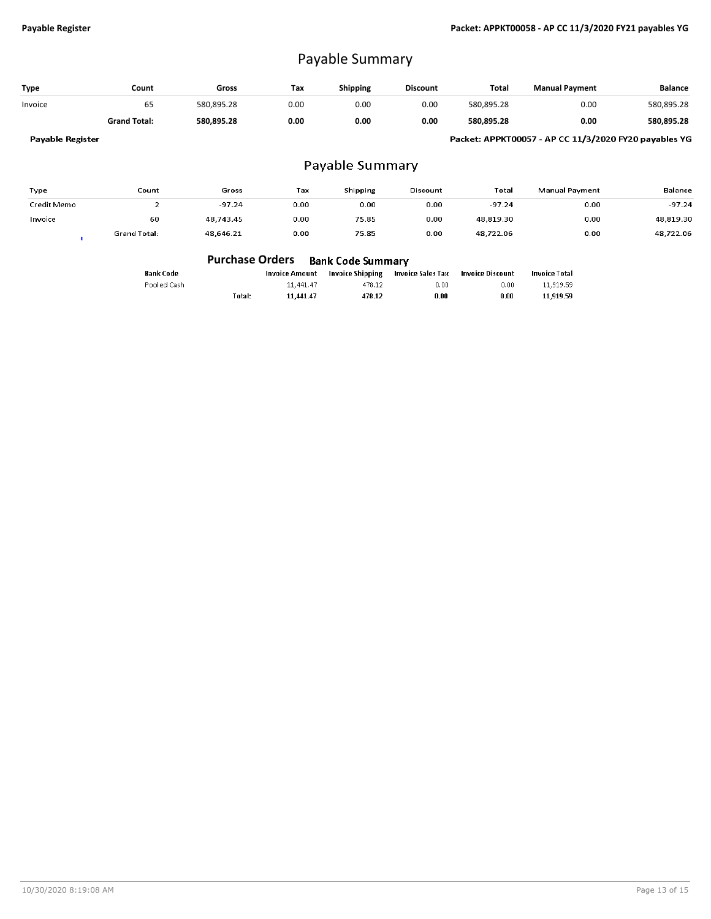**Payable Register** — **Packet: APPKT00058 - AP CC 11/3/2020 FY21 payables YG**

# Payable Summary

| Type | Count | Gross | Tax | Shipping | Discount | Total | Manual Payment | Balance |
|---|---|---|---|---|---|---|---|---|
| Invoice | 65 | 580,895.28 | 0.00 | 0.00 | 0.00 | 580,895.28 | 0.00 | 580,895.28 |
| | **Grand Total:** | **580,895.28** | **0.00** | **0.00** | **0.00** | **580,895.28** | **0.00** | **580,895.28** |

**Payable Register** — **Packet: APPKT00057 - AP CC 11/3/2020 FY20 payables YG**

# Payable Summary

| Type | Count | Gross | Tax | Shipping | Discount | Total | Manual Payment | Balance |
|---|---|---|---|---|---|---|---|---|
| Credit Memo | 2 | -97.24 | 0.00 | 0.00 | 0.00 | -97.24 | 0.00 | -97.24 |
| Invoice | 60 | 48,743.45 | 0.00 | 75.85 | 0.00 | 48,819.30 | 0.00 | 48,819.30 |
| | Grand Total: | 48,646.21 | 0.00 | 75.85 | 0.00 | 48,722.06 | 0.00 | 48,722.06 |

## Purchase Orders Bank Code Summary

| Bank Code | | Invoice Amount | Invoice Shipping | Invoice Sales Tax | Invoice Discount | Invoice Total |
|---|---|---|---|---|---|---|
| Pooled Cash | | 11,441.47 | 478.12 | 0.00 | 0.00 | 11,919.59 |
| | **Total:** | **11,441.47** | **478.12** | **0.00** | **0.00** | **11,919.59** |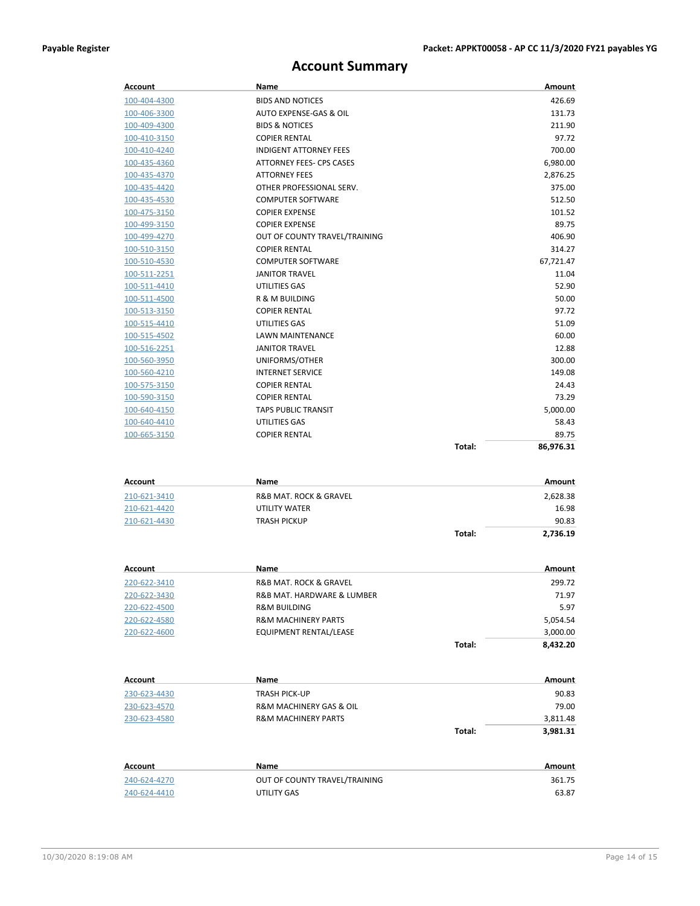# Account Summary

| Account | Name | | Amount |
|---|---|---|---|
| 100-404-4300 | BIDS AND NOTICES | | 426.69 |
| 100-406-3300 | AUTO EXPENSE-GAS & OIL | | 131.73 |
| 100-409-4300 | BIDS & NOTICES | | 211.90 |
| 100-410-3150 | COPIER RENTAL | | 97.72 |
| 100-410-4240 | INDIGENT ATTORNEY FEES | | 700.00 |
| 100-435-4360 | ATTORNEY FEES- CPS CASES | | 6,980.00 |
| 100-435-4370 | ATTORNEY FEES | | 2,876.25 |
| 100-435-4420 | OTHER PROFESSIONAL SERV. | | 375.00 |
| 100-435-4530 | COMPUTER SOFTWARE | | 512.50 |
| 100-475-3150 | COPIER EXPENSE | | 101.52 |
| 100-499-3150 | COPIER EXPENSE | | 89.75 |
| 100-499-4270 | OUT OF COUNTY TRAVEL/TRAINING | | 406.90 |
| 100-510-3150 | COPIER RENTAL | | 314.27 |
| 100-510-4530 | COMPUTER SOFTWARE | | 67,721.47 |
| 100-511-2251 | JANITOR TRAVEL | | 11.04 |
| 100-511-4410 | UTILITIES GAS | | 52.90 |
| 100-511-4500 | R & M BUILDING | | 50.00 |
| 100-513-3150 | COPIER RENTAL | | 97.72 |
| 100-515-4410 | UTILITIES GAS | | 51.09 |
| 100-515-4502 | LAWN MAINTENANCE | | 60.00 |
| 100-516-2251 | JANITOR TRAVEL | | 12.88 |
| 100-560-3950 | UNIFORMS/OTHER | | 300.00 |
| 100-560-4210 | INTERNET SERVICE | | 149.08 |
| 100-575-3150 | COPIER RENTAL | | 24.43 |
| 100-590-3150 | COPIER RENTAL | | 73.29 |
| 100-640-4150 | TAPS PUBLIC TRANSIT | | 5,000.00 |
| 100-640-4410 | UTILITIES GAS | | 58.43 |
| 100-665-3150 | COPIER RENTAL | | 89.75 |
| | | **Total:** | **86,976.31** |

| Account | Name | | Amount |
|---|---|---|---|
| 210-621-3410 | R&B MAT. ROCK & GRAVEL | | 2,628.38 |
| 210-621-4420 | UTILITY WATER | | 16.98 |
| 210-621-4430 | TRASH PICKUP | | 90.83 |
| | | **Total:** | **2,736.19** |

| Account | Name | | Amount |
|---|---|---|---|
| 220-622-3410 | R&B MAT. ROCK & GRAVEL | | 299.72 |
| 220-622-3430 | R&B MAT. HARDWARE & LUMBER | | 71.97 |
| 220-622-4500 | R&M BUILDING | | 5.97 |
| 220-622-4580 | R&M MACHINERY PARTS | | 5,054.54 |
| 220-622-4600 | EQUIPMENT RENTAL/LEASE | | 3,000.00 |
| | | **Total:** | **8,432.20** |

| Account | Name | | Amount |
|---|---|---|---|
| 230-623-4430 | TRASH PICK-UP | | 90.83 |
| 230-623-4570 | R&M MACHINERY GAS & OIL | | 79.00 |
| 230-623-4580 | R&M MACHINERY PARTS | | 3,811.48 |
| | | **Total:** | **3,981.31** |

| Account | Name | | Amount |
|---|---|---|---|
| 240-624-4270 | OUT OF COUNTY TRAVEL/TRAINING | | 361.75 |
| 240-624-4410 | UTILITY GAS | | 63.87 |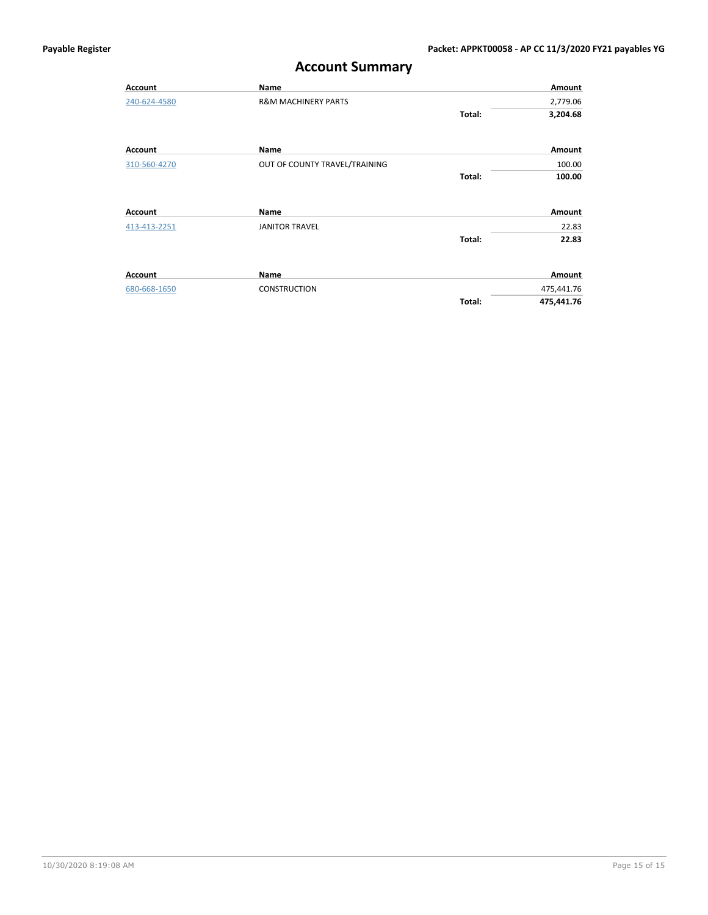# Account Summary

| Account | Name | | Amount |
|---|---|---|---|
| 240-624-4580 | R&M MACHINERY PARTS | | 2,779.06 |
| | | **Total:** | **3,204.68** |

| Account | Name | | Amount |
|---|---|---|---|
| 310-560-4270 | OUT OF COUNTY TRAVEL/TRAINING | | 100.00 |
| | | **Total:** | **100.00** |

| Account | Name | | Amount |
|---|---|---|---|
| 413-413-2251 | JANITOR TRAVEL | | 22.83 |
| | | **Total:** | **22.83** |

| Account | Name | | Amount |
|---|---|---|---|
| 680-668-1650 | CONSTRUCTION | | 475,441.76 |
| | | **Total:** | **475,441.76** |